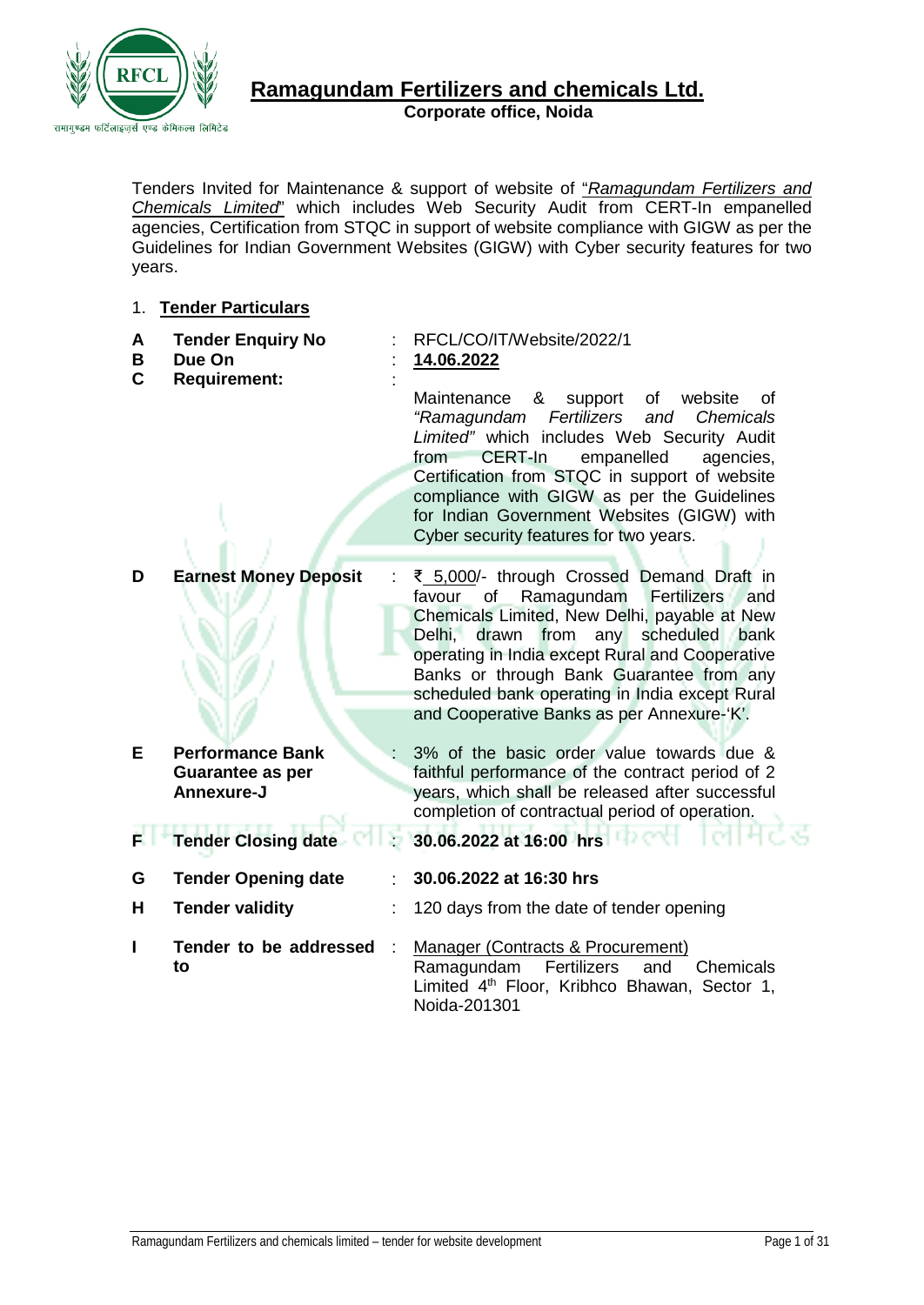# Ramagundam Fertilizers and chemicals Ltd.

**Corporate office, Noida**

Tenders Invited for Maintenance & support of website of "*Ramagundam Fertilizers and Chemicals Limited*" which includes Web Security Audit from CERT-In empanelled agencies, Certification from STQC in support of website compliance with GIGW as per the Guidelines for Indian Government Websites (GIGW) with Cyber security features for two years.

1. **Tender Particulars**

| | | | |
|---|---|---|---|
| **A** | **Tender Enquiry No** | : | RFCL/CO/IT/Website/2022/1 |
| **B** | **Due On** | : | **14.06.2022** |
| **C** | **Requirement:** | : | Maintenance & support of website of *"Ramagundam Fertilizers and Chemicals Limited"* which includes Web Security Audit from CERT-In empanelled agencies, Certification from STQC in support of website compliance with GIGW as per the Guidelines for Indian Government Websites (GIGW) with Cyber security features for two years. |
| **D** | **Earnest Money Deposit** | : | ₹ 5,000/- through Crossed Demand Draft in favour of Ramagundam Fertilizers and Chemicals Limited, New Delhi, payable at New Delhi, drawn from any scheduled bank operating in India except Rural and Cooperative Banks or through Bank Guarantee from any scheduled bank operating in India except Rural and Cooperative Banks as per Annexure-'K'. |
| **E** | **Performance Bank Guarantee as per Annexure-J** | : | 3% of the basic order value towards due & faithful performance of the contract period of 2 years, which shall be released after successful completion of contractual period of operation. |
| **F** | **Tender Closing date** | : | **30.06.2022 at 16:00 hrs** |
| **G** | **Tender Opening date** | : | **30.06.2022 at 16:30 hrs** |
| **H** | **Tender validity** | : | 120 days from the date of tender opening |
| **I** | **Tender to be addressed to** | : | Manager (Contracts & Procurement) Ramagundam Fertilizers and Chemicals Limited 4th Floor, Kribhco Bhawan, Sector 1, Noida-201301 |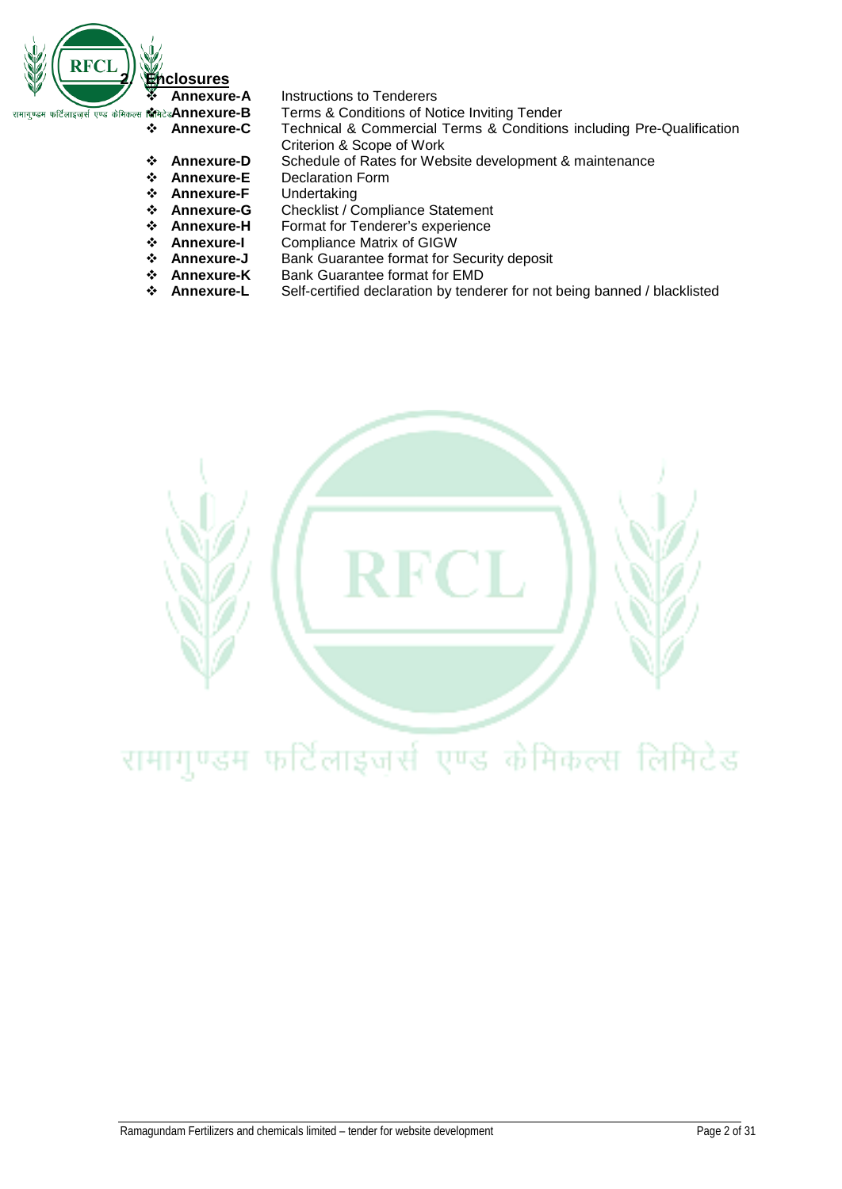## 2. Enclosures

| | |
|---|---|
| ❖ **Annexure-A** | Instructions to Tenderers |
| ❖ **Annexure-B** | Terms & Conditions of Notice Inviting Tender |
| ❖ **Annexure-C** | Technical & Commercial Terms & Conditions including Pre-Qualification Criterion & Scope of Work |
| ❖ **Annexure-D** | Schedule of Rates for Website development & maintenance |
| ❖ **Annexure-E** | Declaration Form |
| ❖ **Annexure-F** | Undertaking |
| ❖ **Annexure-G** | Checklist / Compliance Statement |
| ❖ **Annexure-H** | Format for Tenderer's experience |
| ❖ **Annexure-I** | Compliance Matrix of GIGW |
| ❖ **Annexure-J** | Bank Guarantee format for Security deposit |
| ❖ **Annexure-K** | Bank Guarantee format for EMD |
| ❖ **Annexure-L** | Self-certified declaration by tenderer for not being banned / blacklisted |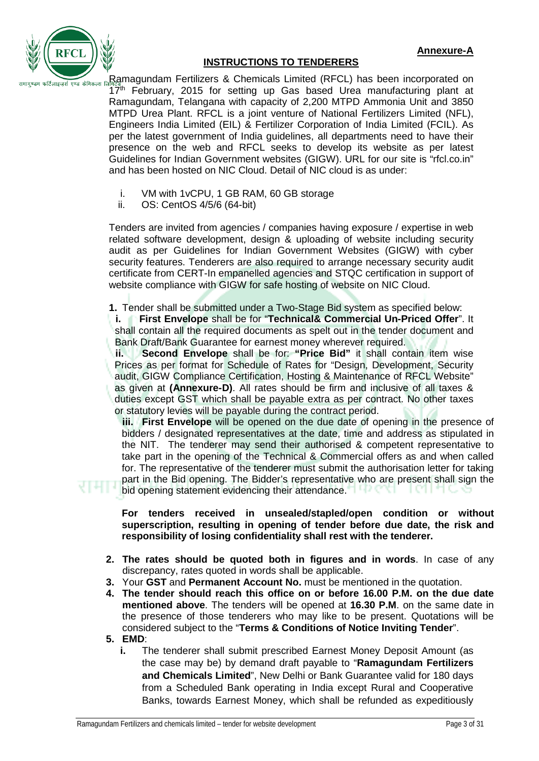**Annexure-A**

## INSTRUCTIONS TO TENDERERS

Ramagundam Fertilizers & Chemicals Limited (RFCL) has been incorporated on 17th February, 2015 for setting up Gas based Urea manufacturing plant at Ramagundam, Telangana with capacity of 2,200 MTPD Ammonia Unit and 3850 MTPD Urea Plant. RFCL is a joint venture of National Fertilizers Limited (NFL), Engineers India Limited (EIL) & Fertilizer Corporation of India Limited (FCIL). As per the latest government of India guidelines, all departments need to have their presence on the web and RFCL seeks to develop its website as per latest Guidelines for Indian Government websites (GIGW). URL for our site is "rfcl.co.in" and has been hosted on NIC Cloud. Detail of NIC cloud is as under:

i. VM with 1vCPU, 1 GB RAM, 60 GB storage
ii. OS: CentOS 4/5/6 (64-bit)

Tenders are invited from agencies / companies having exposure / expertise in web related software development, design & uploading of website including security audit as per Guidelines for Indian Government Websites (GIGW) with cyber security features. Tenderers are also required to arrange necessary security audit certificate from CERT-In empanelled agencies and STQC certification in support of website compliance with GIGW for safe hosting of website on NIC Cloud.

1. Tender shall be submitted under a Two-Stage Bid system as specified below:
   **i. First Envelope** shall be for "**Technical& Commercial Un-Priced Offer**". It shall contain all the required documents as spelt out in the tender document and Bank Draft/Bank Guarantee for earnest money wherever required.
   **ii. Second Envelope** shall be for: **"Price Bid"** it shall contain item wise Prices as per format for Schedule of Rates for "Design, Development, Security audit, GIGW Compliance Certification, Hosting & Maintenance of RFCL Website" as given at **(Annexure-D)**. All rates should be firm and inclusive of all taxes & duties except GST which shall be payable extra as per contract. No other taxes or statutory levies will be payable during the contract period.
   **iii. First Envelope** will be opened on the due date of opening in the presence of bidders / designated representatives at the date, time and address as stipulated in the NIT. The tenderer may send their authorised & competent representative to take part in the opening of the Technical & Commercial offers as and when called for. The representative of the tenderer must submit the authorisation letter for taking part in the Bid opening. The Bidder's representative who are present shall sign the bid opening statement evidencing their attendance.

   **For tenders received in unsealed/stapled/open condition or without superscription, resulting in opening of tender before due date, the risk and responsibility of losing confidentiality shall rest with the tenderer.**

2. **The rates should be quoted both in figures and in words**. In case of any discrepancy, rates quoted in words shall be applicable.
3. Your **GST** and **Permanent Account No.** must be mentioned in the quotation.
4. **The tender should reach this office on or before 16.00 P.M. on the due date mentioned above**. The tenders will be opened at **16.30 P.M**. on the same date in the presence of those tenderers who may like to be present. Quotations will be considered subject to the "**Terms & Conditions of Notice Inviting Tender**".
5. **EMD**:
   **i.** The tenderer shall submit prescribed Earnest Money Deposit Amount (as the case may be) by demand draft payable to "**Ramagundam Fertilizers and Chemicals Limited**", New Delhi or Bank Guarantee valid for 180 days from a Scheduled Bank operating in India except Rural and Cooperative Banks, towards Earnest Money, which shall be refunded as expeditiously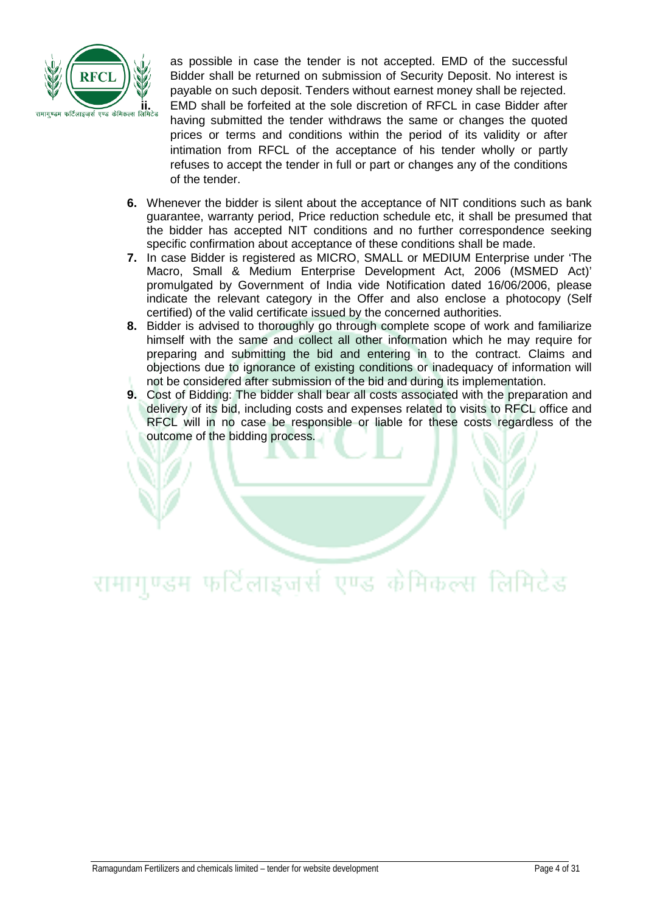as possible in case the tender is not accepted. EMD of the successful Bidder shall be returned on submission of Security Deposit. No interest is payable on such deposit. Tenders without earnest money shall be rejected.

ii. EMD shall be forfeited at the sole discretion of RFCL in case Bidder after having submitted the tender withdraws the same or changes the quoted prices or terms and conditions within the period of its validity or after intimation from RFCL of the acceptance of his tender wholly or partly refuses to accept the tender in full or part or changes any of the conditions of the tender.

**6.** Whenever the bidder is silent about the acceptance of NIT conditions such as bank guarantee, warranty period, Price reduction schedule etc, it shall be presumed that the bidder has accepted NIT conditions and no further correspondence seeking specific confirmation about acceptance of these conditions shall be made.

**7.** In case Bidder is registered as MICRO, SMALL or MEDIUM Enterprise under 'The Macro, Small & Medium Enterprise Development Act, 2006 (MSMED Act)' promulgated by Government of India vide Notification dated 16/06/2006, please indicate the relevant category in the Offer and also enclose a photocopy (Self certified) of the valid certificate issued by the concerned authorities.

**8.** Bidder is advised to thoroughly go through complete scope of work and familiarize himself with the same and collect all other information which he may require for preparing and submitting the bid and entering in to the contract. Claims and objections due to ignorance of existing conditions or inadequacy of information will not be considered after submission of the bid and during its implementation.

**9.** Cost of Bidding: The bidder shall bear all costs associated with the preparation and delivery of its bid, including costs and expenses related to visits to RFCL office and RFCL will in no case be responsible or liable for these costs regardless of the outcome of the bidding process.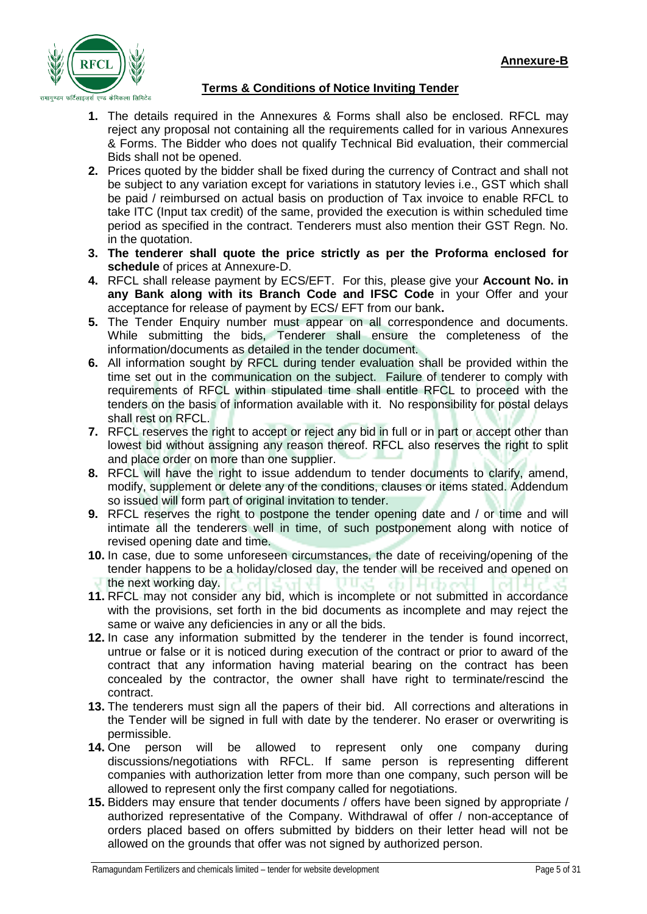**Annexure-B**

## Terms & Conditions of Notice Inviting Tender

1. The details required in the Annexures & Forms shall also be enclosed. RFCL may reject any proposal not containing all the requirements called for in various Annexures & Forms. The Bidder who does not qualify Technical Bid evaluation, their commercial Bids shall not be opened.
2. Prices quoted by the bidder shall be fixed during the currency of Contract and shall not be subject to any variation except for variations in statutory levies i.e., GST which shall be paid / reimbursed on actual basis on production of Tax invoice to enable RFCL to take ITC (Input tax credit) of the same, provided the execution is within scheduled time period as specified in the contract. Tenderers must also mention their GST Regn. No. in the quotation.
3. **The tenderer shall quote the price strictly as per the Proforma enclosed for schedule** of prices at Annexure-D.
4. RFCL shall release payment by ECS/EFT. For this, please give your **Account No. in any Bank along with its Branch Code and IFSC Code** in your Offer and your acceptance for release of payment by ECS/ EFT from our bank**.**
5. The Tender Enquiry number must appear on all correspondence and documents. While submitting the bids, Tenderer shall ensure the completeness of the information/documents as detailed in the tender document.
6. All information sought by RFCL during tender evaluation shall be provided within the time set out in the communication on the subject. Failure of tenderer to comply with requirements of RFCL within stipulated time shall entitle RFCL to proceed with the tenders on the basis of information available with it. No responsibility for postal delays shall rest on RFCL.
7. RFCL reserves the right to accept or reject any bid in full or in part or accept other than lowest bid without assigning any reason thereof. RFCL also reserves the right to split and place order on more than one supplier.
8. RFCL will have the right to issue addendum to tender documents to clarify, amend, modify, supplement or delete any of the conditions, clauses or items stated. Addendum so issued will form part of original invitation to tender.
9. RFCL reserves the right to postpone the tender opening date and / or time and will intimate all the tenderers well in time, of such postponement along with notice of revised opening date and time.
10. In case, due to some unforeseen circumstances, the date of receiving/opening of the tender happens to be a holiday/closed day, the tender will be received and opened on the next working day.
11. RFCL may not consider any bid, which is incomplete or not submitted in accordance with the provisions, set forth in the bid documents as incomplete and may reject the same or waive any deficiencies in any or all the bids.
12. In case any information submitted by the tenderer in the tender is found incorrect, untrue or false or it is noticed during execution of the contract or prior to award of the contract that any information having material bearing on the contract has been concealed by the contractor, the owner shall have right to terminate/rescind the contract.
13. The tenderers must sign all the papers of their bid. All corrections and alterations in the Tender will be signed in full with date by the tenderer. No eraser or overwriting is permissible.
14. One person will be allowed to represent only one company during discussions/negotiations with RFCL. If same person is representing different companies with authorization letter from more than one company, such person will be allowed to represent only the first company called for negotiations.
15. Bidders may ensure that tender documents / offers have been signed by appropriate / authorized representative of the Company. Withdrawal of offer / non-acceptance of orders placed based on offers submitted by bidders on their letter head will not be allowed on the grounds that offer was not signed by authorized person.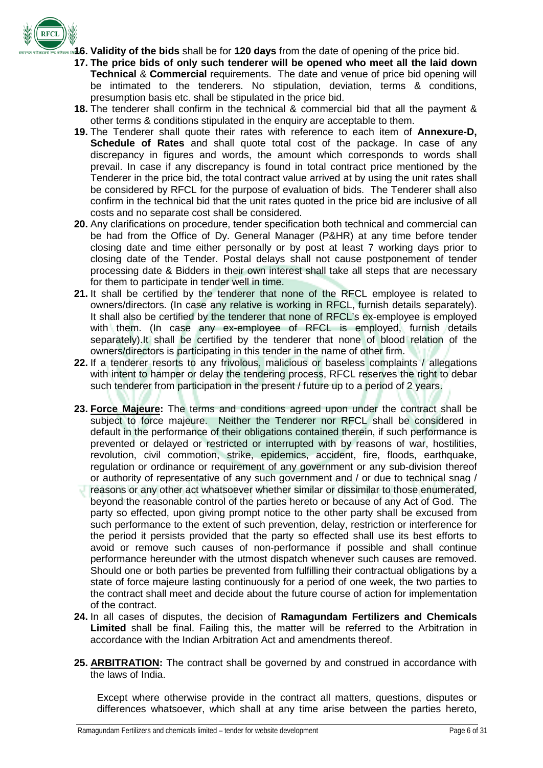**16. Validity of the bids** shall be for **120 days** from the date of opening of the price bid.

**17. The price bids of only such tenderer will be opened who meet all the laid down Technical** & **Commercial** requirements. The date and venue of price bid opening will be intimated to the tenderers. No stipulation, deviation, terms & conditions, presumption basis etc. shall be stipulated in the price bid.

**18.** The tenderer shall confirm in the technical & commercial bid that all the payment & other terms & conditions stipulated in the enquiry are acceptable to them.

**19.** The Tenderer shall quote their rates with reference to each item of **Annexure-D, Schedule of Rates** and shall quote total cost of the package. In case of any discrepancy in figures and words, the amount which corresponds to words shall prevail. In case if any discrepancy is found in total contract price mentioned by the Tenderer in the price bid, the total contract value arrived at by using the unit rates shall be considered by RFCL for the purpose of evaluation of bids. The Tenderer shall also confirm in the technical bid that the unit rates quoted in the price bid are inclusive of all costs and no separate cost shall be considered.

**20.** Any clarifications on procedure, tender specification both technical and commercial can be had from the Office of Dy. General Manager (P&HR) at any time before tender closing date and time either personally or by post at least 7 working days prior to closing date of the Tender. Postal delays shall not cause postponement of tender processing date & Bidders in their own interest shall take all steps that are necessary for them to participate in tender well in time.

**21.** It shall be certified by the tenderer that none of the RFCL employee is related to owners/directors. (In case any relative is working in RFCL, furnish details separately). It shall also be certified by the tenderer that none of RFCL's ex-employee is employed with them. (In case any ex-employee of RFCL is employed, furnish details separately).It shall be certified by the tenderer that none of blood relation of the owners/directors is participating in this tender in the name of other firm.

**22.** If a tenderer resorts to any frivolous, malicious or baseless complaints / allegations with intent to hamper or delay the tendering process, RFCL reserves the right to debar such tenderer from participation in the present / future up to a period of 2 years.

**23. Force Majeure:** The terms and conditions agreed upon under the contract shall be subject to force majeure. Neither the Tenderer nor RFCL shall be considered in default in the performance of their obligations contained therein, if such performance is prevented or delayed or restricted or interrupted with by reasons of war, hostilities, revolution, civil commotion, strike, epidemics, accident, fire, floods, earthquake, regulation or ordinance or requirement of any government or any sub-division thereof or authority of representative of any such government and / or due to technical snag / reasons or any other act whatsoever whether similar or dissimilar to those enumerated, beyond the reasonable control of the parties hereto or because of any Act of God. The party so effected, upon giving prompt notice to the other party shall be excused from such performance to the extent of such prevention, delay, restriction or interference for the period it persists provided that the party so effected shall use its best efforts to avoid or remove such causes of non-performance if possible and shall continue performance hereunder with the utmost dispatch whenever such causes are removed. Should one or both parties be prevented from fulfilling their contractual obligations by a state of force majeure lasting continuously for a period of one week, the two parties to the contract shall meet and decide about the future course of action for implementation of the contract.

**24.** In all cases of disputes, the decision of **Ramagundam Fertilizers and Chemicals Limited** shall be final. Failing this, the matter will be referred to the Arbitration in accordance with the Indian Arbitration Act and amendments thereof.

**25. ARBITRATION:** The contract shall be governed by and construed in accordance with the laws of India.

Except where otherwise provide in the contract all matters, questions, disputes or differences whatsoever, which shall at any time arise between the parties hereto,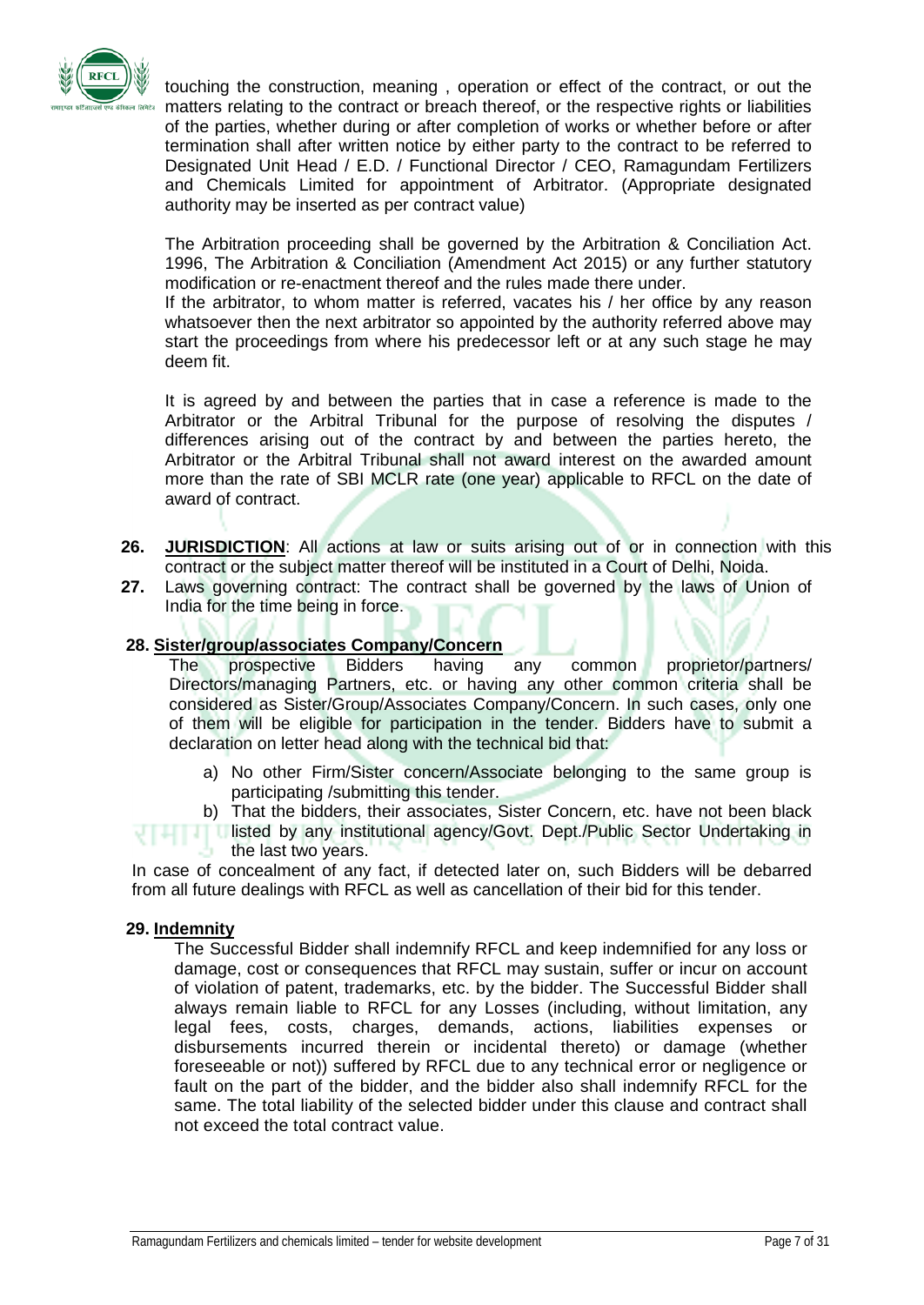touching the construction, meaning , operation or effect of the contract, or out the matters relating to the contract or breach thereof, or the respective rights or liabilities of the parties, whether during or after completion of works or whether before or after termination shall after written notice by either party to the contract to be referred to Designated Unit Head / E.D. / Functional Director / CEO, Ramagundam Fertilizers and Chemicals Limited for appointment of Arbitrator. (Appropriate designated authority may be inserted as per contract value)

The Arbitration proceeding shall be governed by the Arbitration & Conciliation Act. 1996, The Arbitration & Conciliation (Amendment Act 2015) or any further statutory modification or re-enactment thereof and the rules made there under.

If the arbitrator, to whom matter is referred, vacates his / her office by any reason whatsoever then the next arbitrator so appointed by the authority referred above may start the proceedings from where his predecessor left or at any such stage he may deem fit.

It is agreed by and between the parties that in case a reference is made to the Arbitrator or the Arbitral Tribunal for the purpose of resolving the disputes / differences arising out of the contract by and between the parties hereto, the Arbitrator or the Arbitral Tribunal shall not award interest on the awarded amount more than the rate of SBI MCLR rate (one year) applicable to RFCL on the date of award of contract.

**26.** **JURISDICTION**: All actions at law or suits arising out of or in connection with this contract or the subject matter thereof will be instituted in a Court of Delhi, Noida.

**27.** Laws governing contract: The contract shall be governed by the laws of Union of India for the time being in force.

**28. Sister/group/associates Company/Concern**

The prospective Bidders having any common proprietor/partners/ Directors/managing Partners, etc. or having any other common criteria shall be considered as Sister/Group/Associates Company/Concern. In such cases, only one of them will be eligible for participation in the tender. Bidders have to submit a declaration on letter head along with the technical bid that:

a) No other Firm/Sister concern/Associate belonging to the same group is participating /submitting this tender.

b) That the bidders, their associates, Sister Concern, etc. have not been black listed by any institutional agency/Govt. Dept./Public Sector Undertaking in the last two years.

In case of concealment of any fact, if detected later on, such Bidders will be debarred from all future dealings with RFCL as well as cancellation of their bid for this tender.

**29. Indemnity**

The Successful Bidder shall indemnify RFCL and keep indemnified for any loss or damage, cost or consequences that RFCL may sustain, suffer or incur on account of violation of patent, trademarks, etc. by the bidder. The Successful Bidder shall always remain liable to RFCL for any Losses (including, without limitation, any legal fees, costs, charges, demands, actions, liabilities expenses or disbursements incurred therein or incidental thereto) or damage (whether foreseeable or not)) suffered by RFCL due to any technical error or negligence or fault on the part of the bidder, and the bidder also shall indemnify RFCL for the same. The total liability of the selected bidder under this clause and contract shall not exceed the total contract value.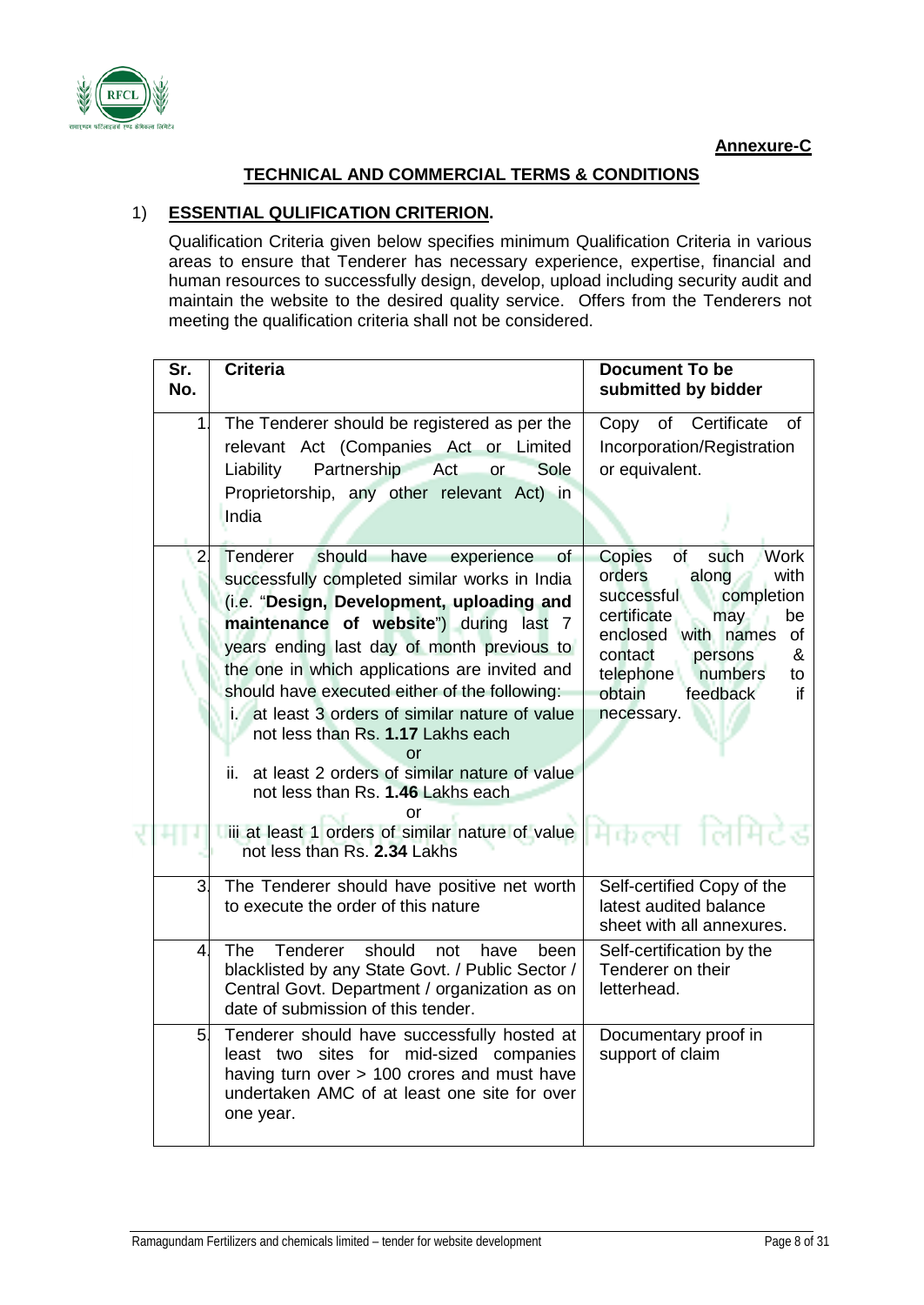**Annexure-C**

## TECHNICAL AND COMMERCIAL TERMS & CONDITIONS

### 1) ESSENTIAL QULIFICATION CRITERION.

Qualification Criteria given below specifies minimum Qualification Criteria in various areas to ensure that Tenderer has necessary experience, expertise, financial and human resources to successfully design, develop, upload including security audit and maintain the website to the desired quality service. Offers from the Tenderers not meeting the qualification criteria shall not be considered.

| Sr. No. | Criteria | Document To be submitted by bidder |
|---|---|---|
| 1. | The Tenderer should be registered as per the relevant Act (Companies Act or Limited Liability Partnership Act or Sole Proprietorship, any other relevant Act) in India | Copy of Certificate of Incorporation/Registration or equivalent. |
| 2. | Tenderer should have experience of successfully completed similar works in India (i.e. "**Design, Development, uploading and maintenance of website**") during last 7 years ending last day of month previous to the one in which applications are invited and should have executed either of the following:<br>i. at least 3 orders of similar nature of value not less than Rs. **1.17** Lakhs each<br>or<br>ii. at least 2 orders of similar nature of value not less than Rs. **1.46** Lakhs each<br>or<br>iii at least 1 orders of similar nature of value not less than Rs. **2.34** Lakhs | Copies of such Work orders along with successful completion certificate may be enclosed with names of contact persons & telephone numbers to obtain feedback if necessary. |
| 3. | The Tenderer should have positive net worth to execute the order of this nature | Self-certified Copy of the latest audited balance sheet with all annexures. |
| 4. | The Tenderer should not have been blacklisted by any State Govt. / Public Sector / Central Govt. Department / organization as on date of submission of this tender. | Self-certification by the Tenderer on their letterhead. |
| 5. | Tenderer should have successfully hosted at least two sites for mid-sized companies having turn over > 100 crores and must have undertaken AMC of at least one site for over one year. | Documentary proof in support of claim |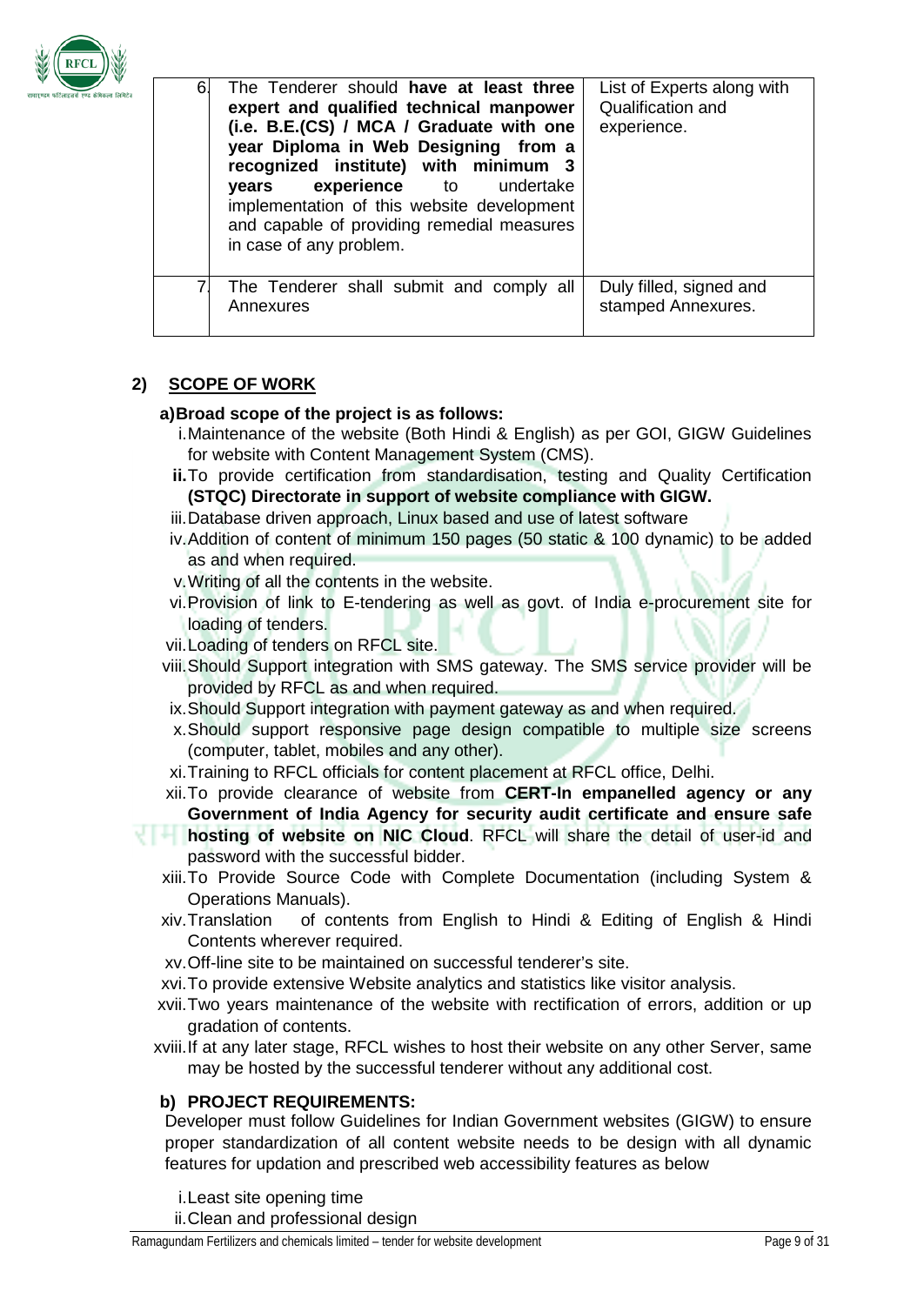| 6 | The Tenderer should **have at least three expert and qualified technical manpower (i.e. B.E.(CS) / MCA / Graduate with one year Diploma in Web Designing from a recognized institute) with minimum 3 years experience** to undertake implementation of this website development and capable of providing remedial measures in case of any problem. | List of Experts along with Qualification and experience. |
|---|---|---|
| 7 | The Tenderer shall submit and comply all Annexures | Duly filled, signed and stamped Annexures. |

## 2) SCOPE OF WORK

**a) Broad scope of the project is as follows:**

i. Maintenance of the website (Both Hindi & English) as per GOI, GIGW Guidelines for website with Content Management System (CMS).

**ii.** To provide certification from standardisation, testing and Quality Certification **(STQC) Directorate in support of website compliance with GIGW.**

iii. Database driven approach, Linux based and use of latest software

iv. Addition of content of minimum 150 pages (50 static & 100 dynamic) to be added as and when required.

v. Writing of all the contents in the website.

vi. Provision of link to E-tendering as well as govt. of India e-procurement site for loading of tenders.

vii. Loading of tenders on RFCL site.

viii. Should Support integration with SMS gateway. The SMS service provider will be provided by RFCL as and when required.

ix. Should Support integration with payment gateway as and when required.

x. Should support responsive page design compatible to multiple size screens (computer, tablet, mobiles and any other).

xi. Training to RFCL officials for content placement at RFCL office, Delhi.

xii. To provide clearance of website from **CERT-In empanelled agency or any Government of India Agency for security audit certificate and ensure safe hosting of website on NIC Cloud**. RFCL will share the detail of user-id and password with the successful bidder.

xiii. To Provide Source Code with Complete Documentation (including System & Operations Manuals).

xiv. Translation of contents from English to Hindi & Editing of English & Hindi Contents wherever required.

xv. Off-line site to be maintained on successful tenderer's site.

xvi. To provide extensive Website analytics and statistics like visitor analysis.

xvii. Two years maintenance of the website with rectification of errors, addition or up gradation of contents.

xviii. If at any later stage, RFCL wishes to host their website on any other Server, same may be hosted by the successful tenderer without any additional cost.

**b) PROJECT REQUIREMENTS:**

Developer must follow Guidelines for Indian Government websites (GIGW) to ensure proper standardization of all content website needs to be design with all dynamic features for updation and prescribed web accessibility features as below

i. Least site opening time

ii. Clean and professional design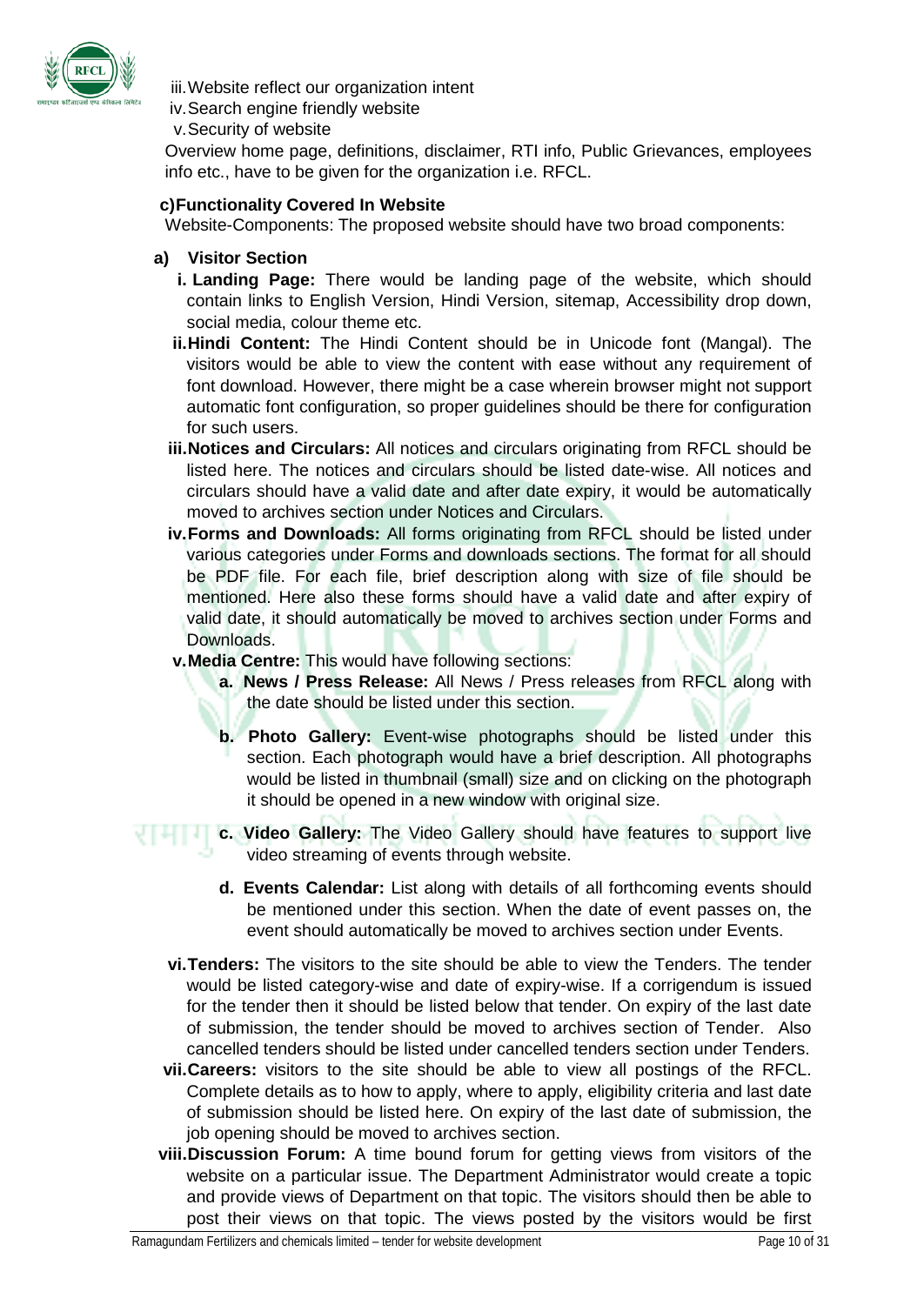iii. Website reflect our organization intent

iv. Search engine friendly website

v. Security of website

Overview home page, definitions, disclaimer, RTI info, Public Grievances, employees info etc., have to be given for the organization i.e. RFCL.

**c) Functionality Covered In Website**

Website-Components: The proposed website should have two broad components:

**a) Visitor Section**

- **i. Landing Page:** There would be landing page of the website, which should contain links to English Version, Hindi Version, sitemap, Accessibility drop down, social media, colour theme etc.
- **ii. Hindi Content:** The Hindi Content should be in Unicode font (Mangal). The visitors would be able to view the content with ease without any requirement of font download. However, there might be a case wherein browser might not support automatic font configuration, so proper guidelines should be there for configuration for such users.
- **iii. Notices and Circulars:** All notices and circulars originating from RFCL should be listed here. The notices and circulars should be listed date-wise. All notices and circulars should have a valid date and after date expiry, it would be automatically moved to archives section under Notices and Circulars.
- **iv. Forms and Downloads:** All forms originating from RFCL should be listed under various categories under Forms and downloads sections. The format for all should be PDF file. For each file, brief description along with size of file should be mentioned. Here also these forms should have a valid date and after expiry of valid date, it should automatically be moved to archives section under Forms and Downloads.
- **v. Media Centre:** This would have following sections:
    - **a. News / Press Release:** All News / Press releases from RFCL along with the date should be listed under this section.
    - **b. Photo Gallery:** Event-wise photographs should be listed under this section. Each photograph would have a brief description. All photographs would be listed in thumbnail (small) size and on clicking on the photograph it should be opened in a new window with original size.
    - **c. Video Gallery:** The Video Gallery should have features to support live video streaming of events through website.
    - **d. Events Calendar:** List along with details of all forthcoming events should be mentioned under this section. When the date of event passes on, the event should automatically be moved to archives section under Events.
- **vi. Tenders:** The visitors to the site should be able to view the Tenders. The tender would be listed category-wise and date of expiry-wise. If a corrigendum is issued for the tender then it should be listed below that tender. On expiry of the last date of submission, the tender should be moved to archives section of Tender. Also cancelled tenders should be listed under cancelled tenders section under Tenders.
- **vii. Careers:** visitors to the site should be able to view all postings of the RFCL. Complete details as to how to apply, where to apply, eligibility criteria and last date of submission should be listed here. On expiry of the last date of submission, the job opening should be moved to archives section.
- **viii. Discussion Forum:** A time bound forum for getting views from visitors of the website on a particular issue. The Department Administrator would create a topic and provide views of Department on that topic. The visitors should then be able to post their views on that topic. The views posted by the visitors would be first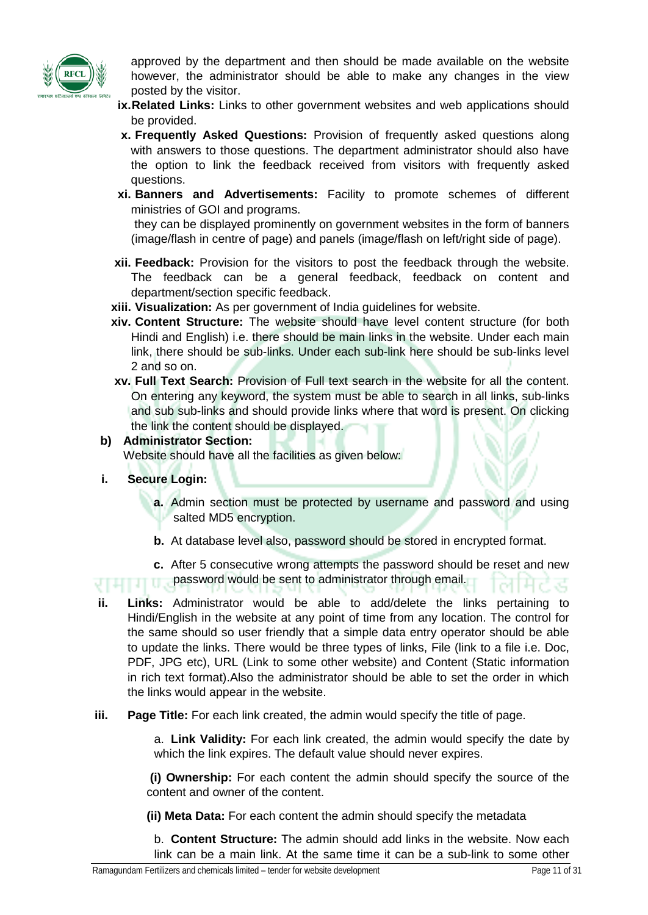approved by the department and then should be made available on the website however, the administrator should be able to make any changes in the view posted by the visitor.

ix. **Related Links:** Links to other government websites and web applications should be provided.

x. **Frequently Asked Questions:** Provision of frequently asked questions along with answers to those questions. The department administrator should also have the option to link the feedback received from visitors with frequently asked questions.

xi. **Banners and Advertisements:** Facility to promote schemes of different ministries of GOI and programs.
they can be displayed prominently on government websites in the form of banners (image/flash in centre of page) and panels (image/flash on left/right side of page).

xii. **Feedback:** Provision for the visitors to post the feedback through the website. The feedback can be a general feedback, feedback on content and department/section specific feedback.

xiii. **Visualization:** As per government of India guidelines for website.

xiv. **Content Structure:** The website should have level content structure (for both Hindi and English) i.e. there should be main links in the website. Under each main link, there should be sub-links. Under each sub-link here should be sub-links level 2 and so on.

xv. **Full Text Search:** Provision of Full text search in the website for all the content. On entering any keyword, the system must be able to search in all links, sub-links and sub sub-links and should provide links where that word is present. On clicking the link the content should be displayed.

**b) Administrator Section:**

Website should have all the facilities as given below:

**i. Secure Login:**

**a.** Admin section must be protected by username and password and using salted MD5 encryption.

**b.** At database level also, password should be stored in encrypted format.

**c.** After 5 consecutive wrong attempts the password should be reset and new password would be sent to administrator through email.

**ii. Links:** Administrator would be able to add/delete the links pertaining to Hindi/English in the website at any point of time from any location. The control for the same should so user friendly that a simple data entry operator should be able to update the links. There would be three types of links, File (link to a file i.e. Doc, PDF, JPG etc), URL (Link to some other website) and Content (Static information in rich text format).Also the administrator should be able to set the order in which the links would appear in the website.

**iii. Page Title:** For each link created, the admin would specify the title of page.

a. **Link Validity:** For each link created, the admin would specify the date by which the link expires. The default value should never expires.

**(i) Ownership:** For each content the admin should specify the source of the content and owner of the content.

**(ii) Meta Data:** For each content the admin should specify the metadata

b. **Content Structure:** The admin should add links in the website. Now each link can be a main link. At the same time it can be a sub-link to some other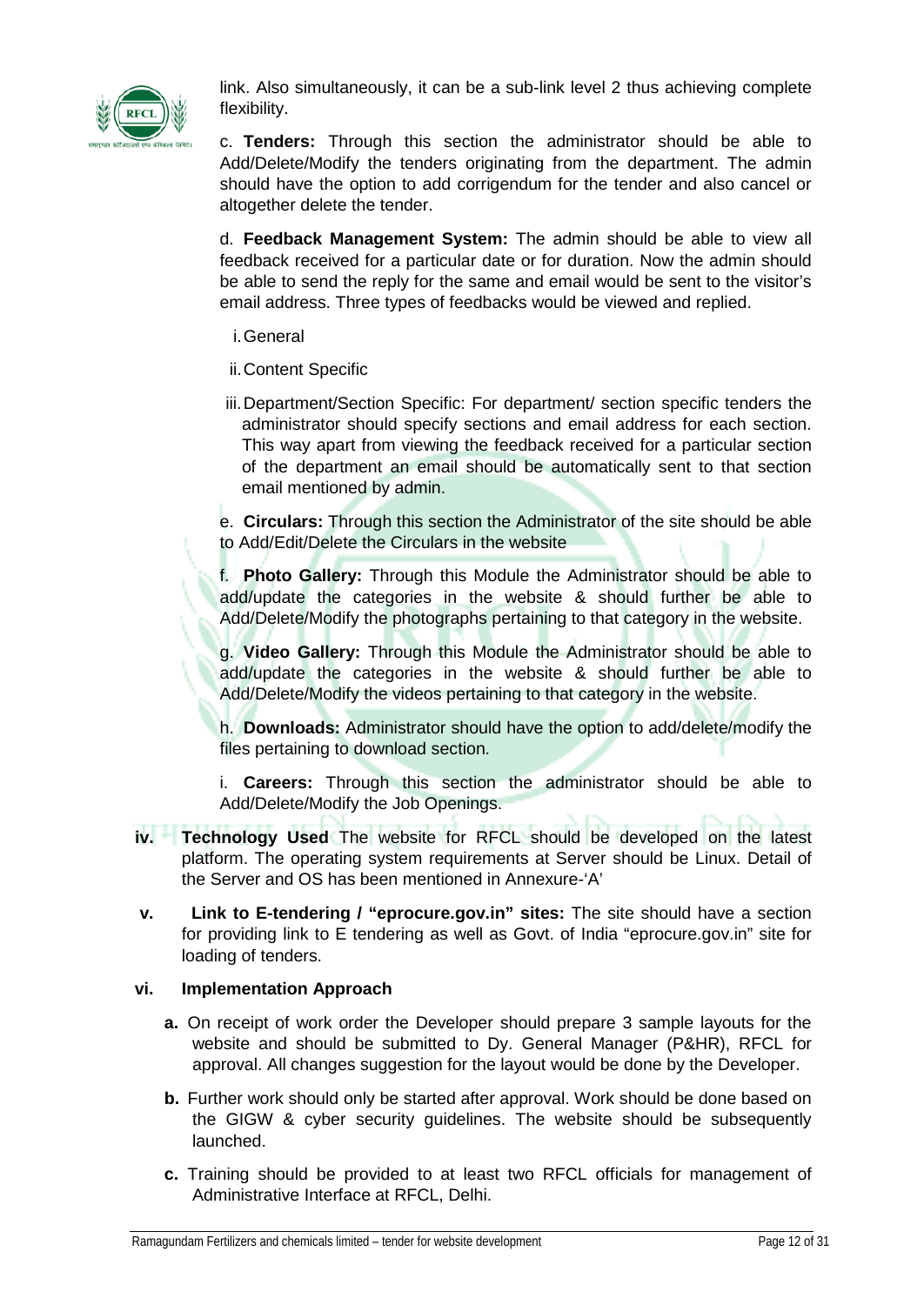link. Also simultaneously, it can be a sub-link level 2 thus achieving complete flexibility.

c. **Tenders:** Through this section the administrator should be able to Add/Delete/Modify the tenders originating from the department. The admin should have the option to add corrigendum for the tender and also cancel or altogether delete the tender.

d. **Feedback Management System:** The admin should be able to view all feedback received for a particular date or for duration. Now the admin should be able to send the reply for the same and email would be sent to the visitor's email address. Three types of feedbacks would be viewed and replied.

i. General

ii. Content Specific

iii. Department/Section Specific: For department/ section specific tenders the administrator should specify sections and email address for each section. This way apart from viewing the feedback received for a particular section of the department an email should be automatically sent to that section email mentioned by admin.

e. **Circulars:** Through this section the Administrator of the site should be able to Add/Edit/Delete the Circulars in the website

f. **Photo Gallery:** Through this Module the Administrator should be able to add/update the categories in the website & should further be able to Add/Delete/Modify the photographs pertaining to that category in the website.

g. **Video Gallery:** Through this Module the Administrator should be able to add/update the categories in the website & should further be able to Add/Delete/Modify the videos pertaining to that category in the website.

h. **Downloads:** Administrator should have the option to add/delete/modify the files pertaining to download section.

i. **Careers:** Through this section the administrator should be able to Add/Delete/Modify the Job Openings.

**iv. Technology Used** The website for RFCL should be developed on the latest platform. The operating system requirements at Server should be Linux. Detail of the Server and OS has been mentioned in Annexure-'A'

**v. Link to E-tendering / "eprocure.gov.in" sites:** The site should have a section for providing link to E tendering as well as Govt. of India "eprocure.gov.in" site for loading of tenders.

**vi. Implementation Approach**

**a.** On receipt of work order the Developer should prepare 3 sample layouts for the website and should be submitted to Dy. General Manager (P&HR), RFCL for approval. All changes suggestion for the layout would be done by the Developer.

**b.** Further work should only be started after approval. Work should be done based on the GIGW & cyber security guidelines. The website should be subsequently launched.

**c.** Training should be provided to at least two RFCL officials for management of Administrative Interface at RFCL, Delhi.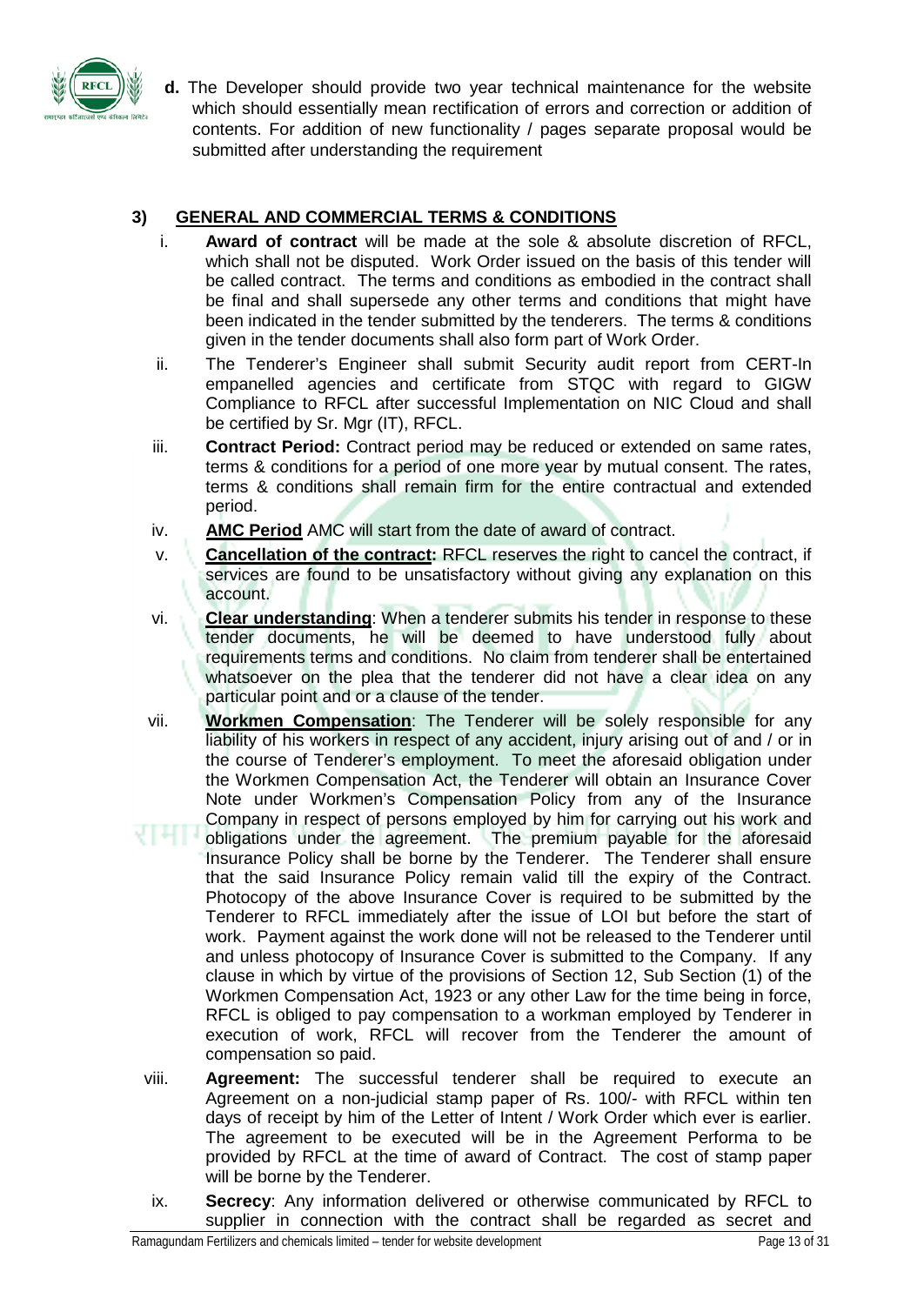**d.** The Developer should provide two year technical maintenance for the website which should essentially mean rectification of errors and correction or addition of contents. For addition of new functionality / pages separate proposal would be submitted after understanding the requirement

## 3) GENERAL AND COMMERCIAL TERMS & CONDITIONS

i. **Award of contract** will be made at the sole & absolute discretion of RFCL, which shall not be disputed. Work Order issued on the basis of this tender will be called contract. The terms and conditions as embodied in the contract shall be final and shall supersede any other terms and conditions that might have been indicated in the tender submitted by the tenderers. The terms & conditions given in the tender documents shall also form part of Work Order.

ii. The Tenderer's Engineer shall submit Security audit report from CERT-In empanelled agencies and certificate from STQC with regard to GIGW Compliance to RFCL after successful Implementation on NIC Cloud and shall be certified by Sr. Mgr (IT), RFCL.

iii. **Contract Period:** Contract period may be reduced or extended on same rates, terms & conditions for a period of one more year by mutual consent. The rates, terms & conditions shall remain firm for the entire contractual and extended period.

iv. **AMC Period** AMC will start from the date of award of contract.

v. **Cancellation of the contract:** RFCL reserves the right to cancel the contract, if services are found to be unsatisfactory without giving any explanation on this account.

vi. **Clear understanding**: When a tenderer submits his tender in response to these tender documents, he will be deemed to have understood fully about requirements terms and conditions. No claim from tenderer shall be entertained whatsoever on the plea that the tenderer did not have a clear idea on any particular point and or a clause of the tender.

vii. **Workmen Compensation**: The Tenderer will be solely responsible for any liability of his workers in respect of any accident, injury arising out of and / or in the course of Tenderer's employment. To meet the aforesaid obligation under the Workmen Compensation Act, the Tenderer will obtain an Insurance Cover Note under Workmen's Compensation Policy from any of the Insurance Company in respect of persons employed by him for carrying out his work and obligations under the agreement. The premium payable for the aforesaid Insurance Policy shall be borne by the Tenderer. The Tenderer shall ensure that the said Insurance Policy remain valid till the expiry of the Contract. Photocopy of the above Insurance Cover is required to be submitted by the Tenderer to RFCL immediately after the issue of LOI but before the start of work. Payment against the work done will not be released to the Tenderer until and unless photocopy of Insurance Cover is submitted to the Company. If any clause in which by virtue of the provisions of Section 12, Sub Section (1) of the Workmen Compensation Act, 1923 or any other Law for the time being in force, RFCL is obliged to pay compensation to a workman employed by Tenderer in execution of work, RFCL will recover from the Tenderer the amount of compensation so paid.

viii. **Agreement:** The successful tenderer shall be required to execute an Agreement on a non-judicial stamp paper of Rs. 100/- with RFCL within ten days of receipt by him of the Letter of Intent / Work Order which ever is earlier. The agreement to be executed will be in the Agreement Performa to be provided by RFCL at the time of award of Contract. The cost of stamp paper will be borne by the Tenderer.

ix. **Secrecy**: Any information delivered or otherwise communicated by RFCL to supplier in connection with the contract shall be regarded as secret and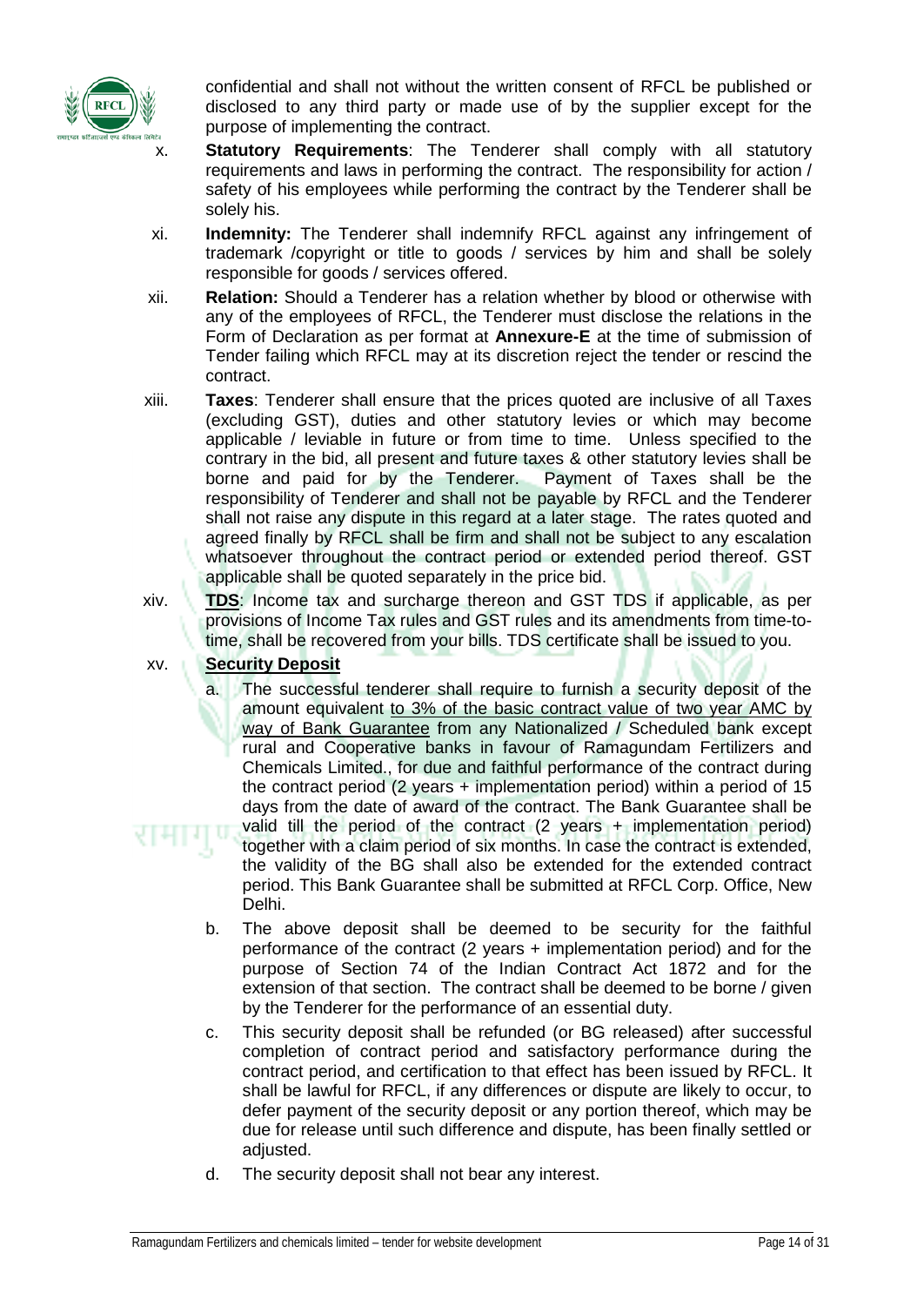confidential and shall not without the written consent of RFCL be published or disclosed to any third party or made use of by the supplier except for the purpose of implementing the contract.

x. **Statutory Requirements**: The Tenderer shall comply with all statutory requirements and laws in performing the contract. The responsibility for action / safety of his employees while performing the contract by the Tenderer shall be solely his.

xi. **Indemnity:** The Tenderer shall indemnify RFCL against any infringement of trademark /copyright or title to goods / services by him and shall be solely responsible for goods / services offered.

xii. **Relation:** Should a Tenderer has a relation whether by blood or otherwise with any of the employees of RFCL, the Tenderer must disclose the relations in the Form of Declaration as per format at **Annexure-E** at the time of submission of Tender failing which RFCL may at its discretion reject the tender or rescind the contract.

xiii. **Taxes**: Tenderer shall ensure that the prices quoted are inclusive of all Taxes (excluding GST), duties and other statutory levies or which may become applicable / leviable in future or from time to time. Unless specified to the contrary in the bid, all present and future taxes & other statutory levies shall be borne and paid for by the Tenderer. Payment of Taxes shall be the responsibility of Tenderer and shall not be payable by RFCL and the Tenderer shall not raise any dispute in this regard at a later stage. The rates quoted and agreed finally by RFCL shall be firm and shall not be subject to any escalation whatsoever throughout the contract period or extended period thereof. GST applicable shall be quoted separately in the price bid.

xiv. **TDS**: Income tax and surcharge thereon and GST TDS if applicable, as per provisions of Income Tax rules and GST rules and its amendments from time-to-time, shall be recovered from your bills. TDS certificate shall be issued to you.

xv. **Security Deposit**

a. The successful tenderer shall require to furnish a security deposit of the amount equivalent to 3% of the basic contract value of two year AMC by way of Bank Guarantee from any Nationalized / Scheduled bank except rural and Cooperative banks in favour of Ramagundam Fertilizers and Chemicals Limited., for due and faithful performance of the contract during the contract period (2 years + implementation period) within a period of 15 days from the date of award of the contract. The Bank Guarantee shall be valid till the period of the contract (2 years + implementation period) together with a claim period of six months. In case the contract is extended, the validity of the BG shall also be extended for the extended contract period. This Bank Guarantee shall be submitted at RFCL Corp. Office, New Delhi.

b. The above deposit shall be deemed to be security for the faithful performance of the contract (2 years + implementation period) and for the purpose of Section 74 of the Indian Contract Act 1872 and for the extension of that section. The contract shall be deemed to be borne / given by the Tenderer for the performance of an essential duty.

c. This security deposit shall be refunded (or BG released) after successful completion of contract period and satisfactory performance during the contract period, and certification to that effect has been issued by RFCL. It shall be lawful for RFCL, if any differences or dispute are likely to occur, to defer payment of the security deposit or any portion thereof, which may be due for release until such difference and dispute, has been finally settled or adjusted.

d. The security deposit shall not bear any interest.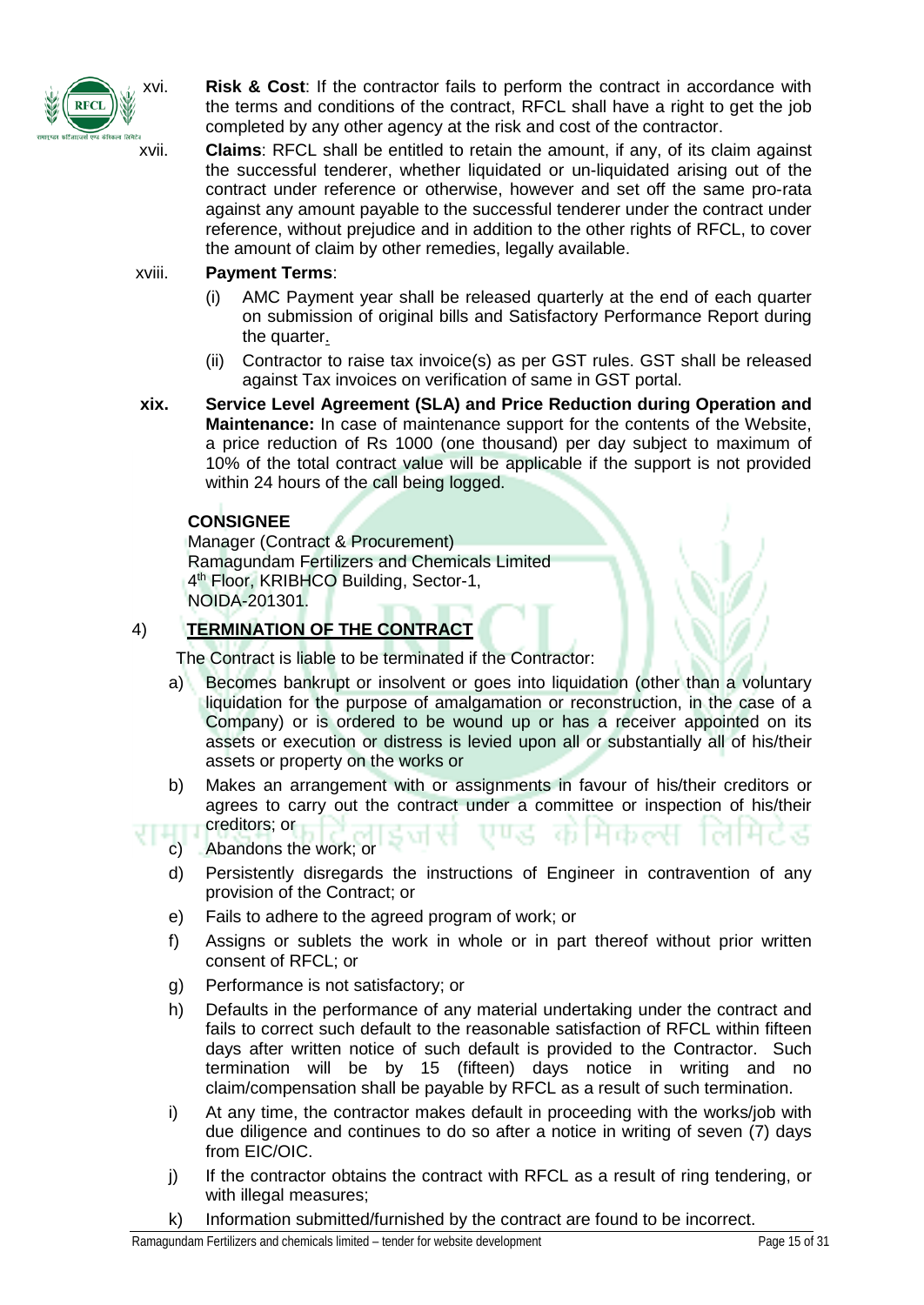xvi. **Risk & Cost**: If the contractor fails to perform the contract in accordance with the terms and conditions of the contract, RFCL shall have a right to get the job completed by any other agency at the risk and cost of the contractor.

xvii. **Claims**: RFCL shall be entitled to retain the amount, if any, of its claim against the successful tenderer, whether liquidated or un-liquidated arising out of the contract under reference or otherwise, however and set off the same pro-rata against any amount payable to the successful tenderer under the contract under reference, without prejudice and in addition to the other rights of RFCL, to cover the amount of claim by other remedies, legally available.

xviii. **Payment Terms**:

(i) AMC Payment year shall be released quarterly at the end of each quarter on submission of original bills and Satisfactory Performance Report during the quarter.

(ii) Contractor to raise tax invoice(s) as per GST rules. GST shall be released against Tax invoices on verification of same in GST portal.

**xix. Service Level Agreement (SLA) and Price Reduction during Operation and Maintenance:** In case of maintenance support for the contents of the Website, a price reduction of Rs 1000 (one thousand) per day subject to maximum of 10% of the total contract value will be applicable if the support is not provided within 24 hours of the call being logged.

**CONSIGNEE**

Manager (Contract & Procurement)
Ramagundam Fertilizers and Chemicals Limited
4th Floor, KRIBHCO Building, Sector-1,
NOIDA-201301.

## 4) TERMINATION OF THE CONTRACT

The Contract is liable to be terminated if the Contractor:

a) Becomes bankrupt or insolvent or goes into liquidation (other than a voluntary liquidation for the purpose of amalgamation or reconstruction, in the case of a Company) or is ordered to be wound up or has a receiver appointed on its assets or execution or distress is levied upon all or substantially all of his/their assets or property on the works or

b) Makes an arrangement with or assignments in favour of his/their creditors or agrees to carry out the contract under a committee or inspection of his/their creditors; or

c) Abandons the work; or

d) Persistently disregards the instructions of Engineer in contravention of any provision of the Contract; or

e) Fails to adhere to the agreed program of work; or

f) Assigns or sublets the work in whole or in part thereof without prior written consent of RFCL; or

g) Performance is not satisfactory; or

h) Defaults in the performance of any material undertaking under the contract and fails to correct such default to the reasonable satisfaction of RFCL within fifteen days after written notice of such default is provided to the Contractor. Such termination will be by 15 (fifteen) days notice in writing and no claim/compensation shall be payable by RFCL as a result of such termination.

i) At any time, the contractor makes default in proceeding with the works/job with due diligence and continues to do so after a notice in writing of seven (7) days from EIC/OIC.

j) If the contractor obtains the contract with RFCL as a result of ring tendering, or with illegal measures;

k) Information submitted/furnished by the contract are found to be incorrect.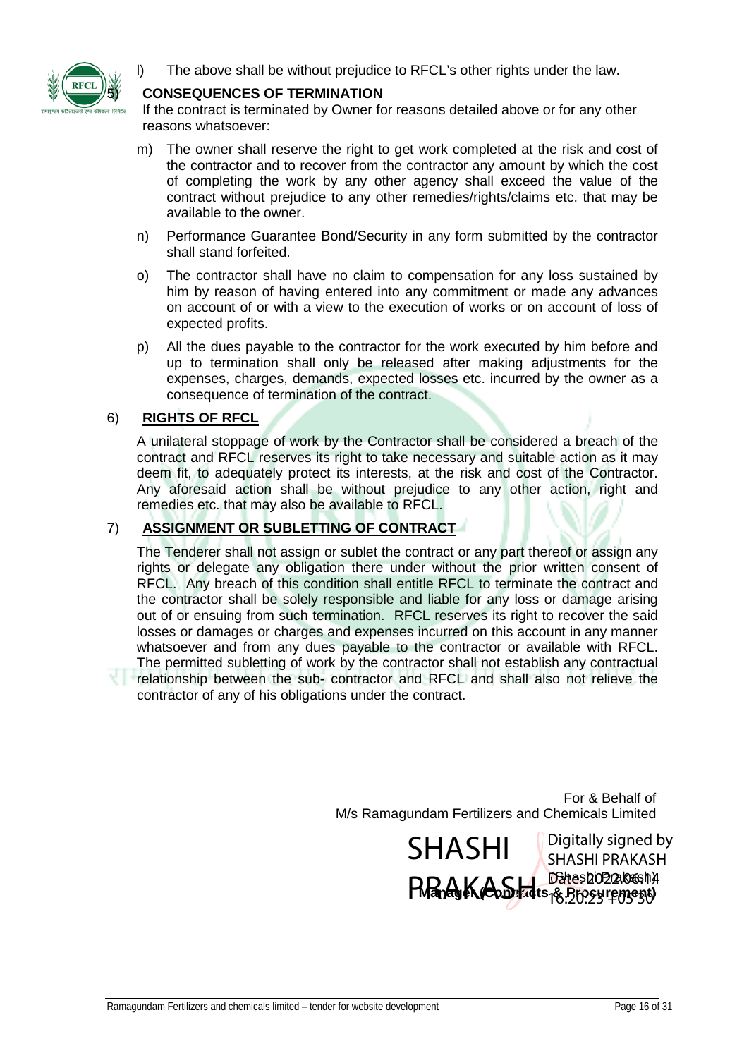l) The above shall be without prejudice to RFCL's other rights under the law.

5) **CONSEQUENCES OF TERMINATION**

If the contract is terminated by Owner for reasons detailed above or for any other reasons whatsoever:

m) The owner shall reserve the right to get work completed at the risk and cost of the contractor and to recover from the contractor any amount by which the cost of completing the work by any other agency shall exceed the value of the contract without prejudice to any other remedies/rights/claims etc. that may be available to the owner.

n) Performance Guarantee Bond/Security in any form submitted by the contractor shall stand forfeited.

o) The contractor shall have no claim to compensation for any loss sustained by him by reason of having entered into any commitment or made any advances on account of or with a view to the execution of works or on account of loss of expected profits.

p) All the dues payable to the contractor for the work executed by him before and up to termination shall only be released after making adjustments for the expenses, charges, demands, expected losses etc. incurred by the owner as a consequence of termination of the contract.

6) **RIGHTS OF RFCL**

A unilateral stoppage of work by the Contractor shall be considered a breach of the contract and RFCL reserves its right to take necessary and suitable action as it may deem fit, to adequately protect its interests, at the risk and cost of the Contractor. Any aforesaid action shall be without prejudice to any other action, right and remedies etc. that may also be available to RFCL.

7) **ASSIGNMENT OR SUBLETTING OF CONTRACT**

The Tenderer shall not assign or sublet the contract or any part thereof or assign any rights or delegate any obligation there under without the prior written consent of RFCL. Any breach of this condition shall entitle RFCL to terminate the contract and the contractor shall be solely responsible and liable for any loss or damage arising out of or ensuing from such termination. RFCL reserves its right to recover the said losses or damages or charges and expenses incurred on this account in any manner whatsoever and from any dues payable to the contractor or available with RFCL. The permitted subletting of work by the contractor shall not establish any contractual relationship between the sub- contractor and RFCL and shall also not relieve the contractor of any of his obligations under the contract.

For & Behalf of
M/s Ramagundam Fertilizers and Chemicals Limited

SHASHI PRAKASH
Digitally signed by SHASHI PRAKASH
Date: 2022.06.14 16:20:23 +05'30'

Shashi Prakash
Manager (Contracts & Procurement)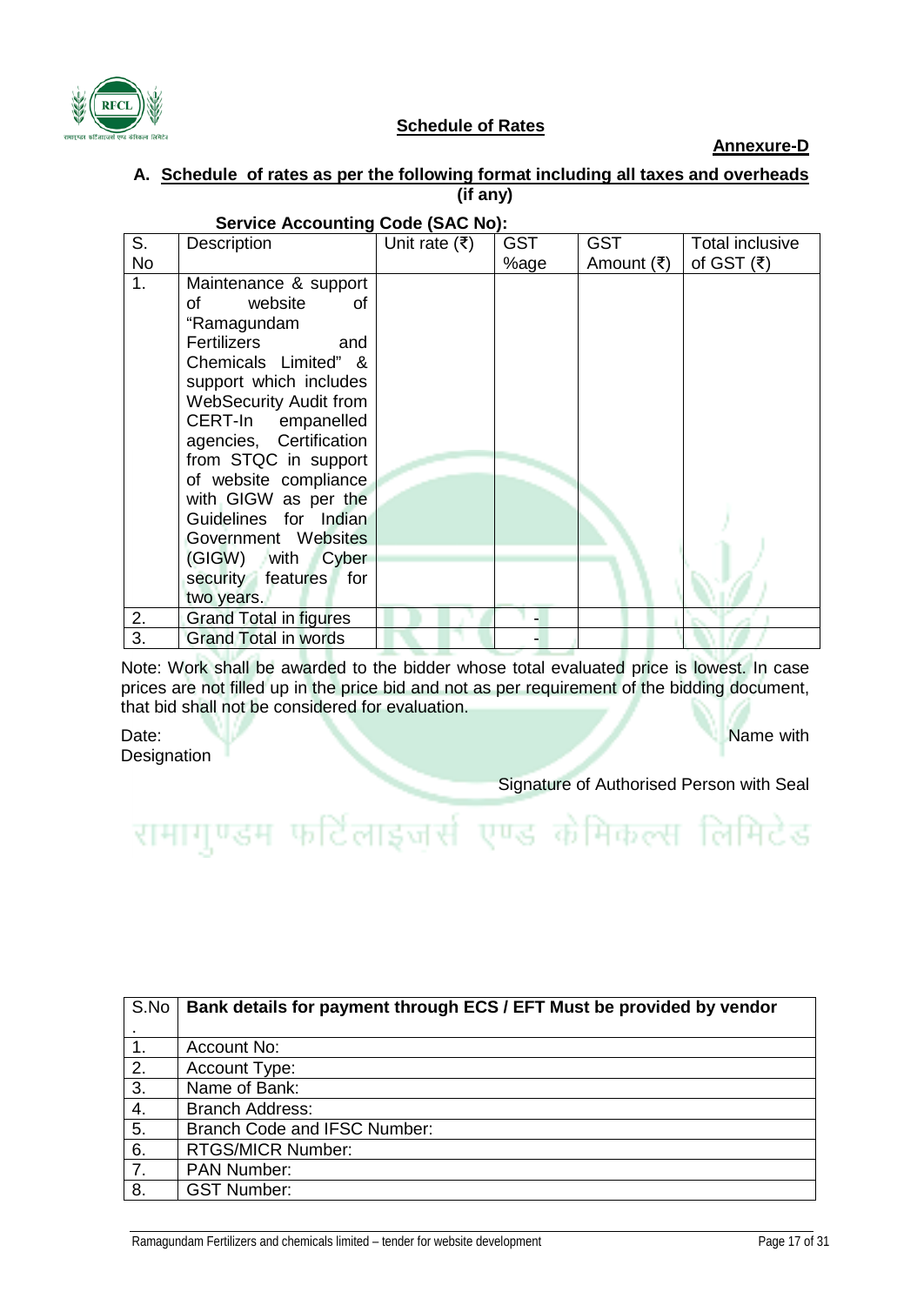## Schedule of Rates

**Annexure-D**

### A. Schedule of rates as per the following format including all taxes and overheads (if any)

**Service Accounting Code (SAC No):**

| S. No | Description | Unit rate (₹) | GST %age | GST Amount (₹) | Total inclusive of GST (₹) |
|---|---|---|---|---|---|
| 1. | Maintenance & support of website of "Ramagundam Fertilizers and Chemicals Limited" & support which includes WebSecurity Audit from CERT-In empanelled agencies, Certification from STQC in support of website compliance with GIGW as per the Guidelines for Indian Government Websites (GIGW) with Cyber security features for two years. | | | | |
| 2. | Grand Total in figures | | - | | |
| 3. | Grand Total in words | | - | | |

Note: Work shall be awarded to the bidder whose total evaluated price is lowest. In case prices are not filled up in the price bid and not as per requirement of the bidding document, that bid shall not be considered for evaluation.

Date: Name with Designation

Signature of Authorised Person with Seal

| S.No. | Bank details for payment through ECS / EFT Must be provided by vendor |
|---|---|
| 1. | Account No: |
| 2. | Account Type: |
| 3. | Name of Bank: |
| 4. | Branch Address: |
| 5. | Branch Code and IFSC Number: |
| 6. | RTGS/MICR Number: |
| 7. | PAN Number: |
| 8. | GST Number: |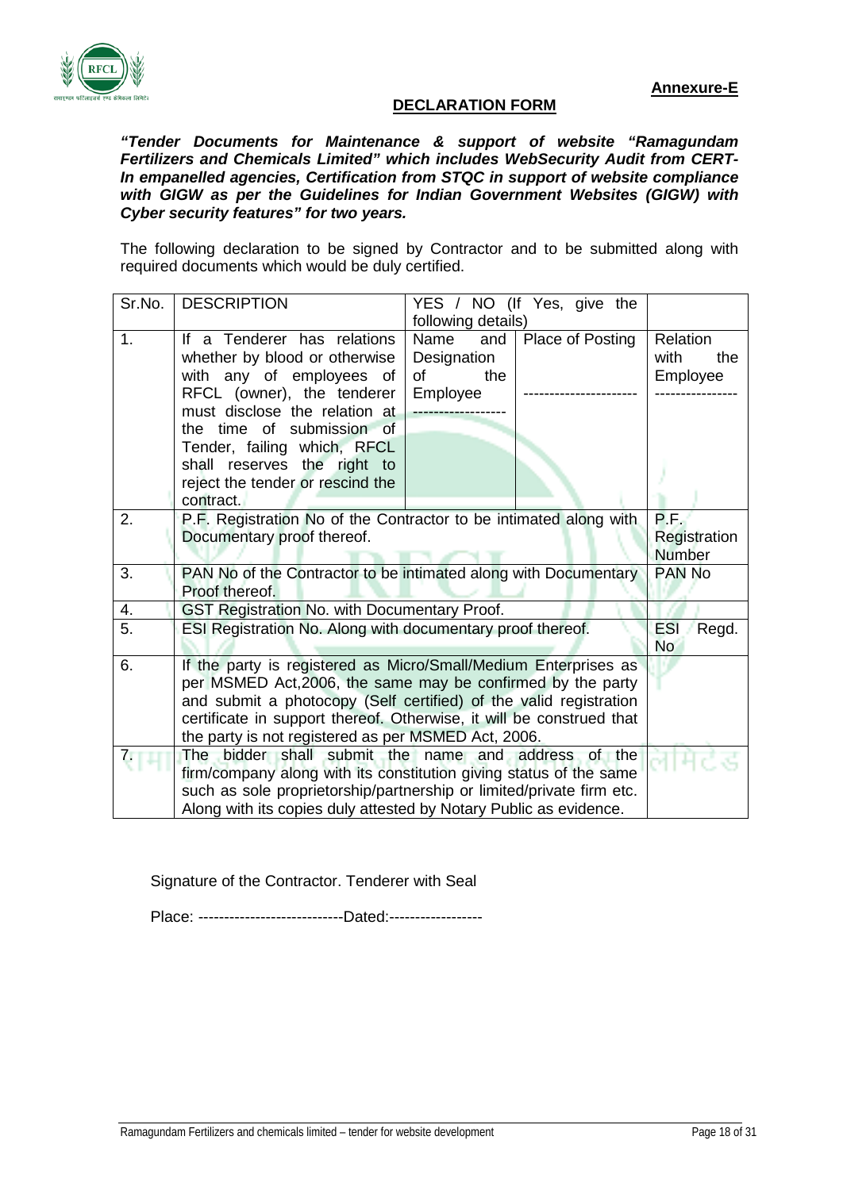**Annexure-E**

## DECLARATION FORM

***"Tender Documents for Maintenance & support of website "Ramagundam Fertilizers and Chemicals Limited" which includes WebSecurity Audit from CERT-In empanelled agencies, Certification from STQC in support of website compliance with GIGW as per the Guidelines for Indian Government Websites (GIGW) with Cyber security features" for two years.***

The following declaration to be signed by Contractor and to be submitted along with required documents which would be duly certified.

| Sr.No. | DESCRIPTION | YES / NO (If Yes, give the following details) | | |
|---|---|---|---|---|
| 1. | If a Tenderer has relations whether by blood or otherwise with any of employees of RFCL (owner), the tenderer must disclose the relation at the time of submission of Tender, failing which, RFCL shall reserves the right to reject the tender or rescind the contract. | Name and Designation of the Employee<br>------------------ | Place of Posting<br>--------------------- | Relation with the Employee<br>--------------- |
| 2. | P.F. Registration No of the Contractor to be intimated along with Documentary proof thereof. | | | P.F. Registration Number |
| 3. | PAN No of the Contractor to be intimated along with Documentary Proof thereof. | | | PAN No |
| 4. | GST Registration No. with Documentary Proof. | | | |
| 5. | ESI Registration No. Along with documentary proof thereof. | | | ESI Regd. No |
| 6. | If the party is registered as Micro/Small/Medium Enterprises as per MSMED Act,2006, the same may be confirmed by the party and submit a photocopy (Self certified) of the valid registration certificate in support thereof. Otherwise, it will be construed that the party is not registered as per MSMED Act, 2006. | | | |
| 7. | The bidder shall submit the name and address of the firm/company along with its constitution giving status of the same such as sole proprietorship/partnership or limited/private firm etc. Along with its copies duly attested by Notary Public as evidence. | | | |

Signature of the Contractor. Tenderer with Seal

Place: ----------------------------Dated:------------------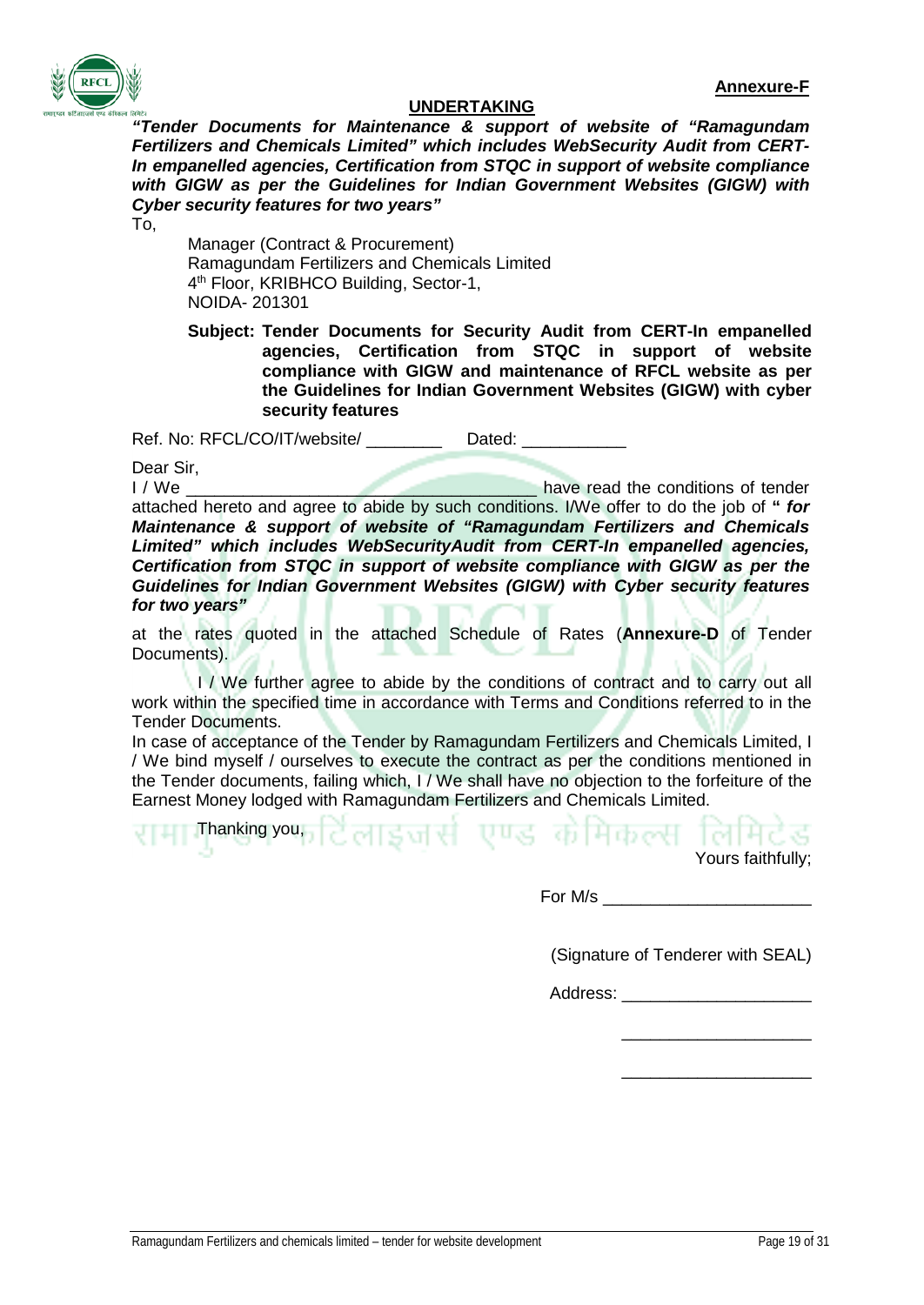**Annexure-F**

## UNDERTAKING

***"Tender Documents for Maintenance & support of website of "Ramagundam Fertilizers and Chemicals Limited" which includes WebSecurity Audit from CERT-In empanelled agencies, Certification from STQC in support of website compliance with GIGW as per the Guidelines for Indian Government Websites (GIGW) with Cyber security features for two years"***

To,

Manager (Contract & Procurement)
Ramagundam Fertilizers and Chemicals Limited
4th Floor, KRIBHCO Building, Sector-1,
NOIDA- 201301

**Subject: Tender Documents for Security Audit from CERT-In empanelled agencies, Certification from STQC in support of website compliance with GIGW and maintenance of RFCL website as per the Guidelines for Indian Government Websites (GIGW) with cyber security features**

Ref. No: RFCL/CO/IT/website/ ________ Dated: ___________

Dear Sir,

I / We ____________________________________ have read the conditions of tender attached hereto and agree to abide by such conditions. I/We offer to do the job of **" *for Maintenance & support of website of "Ramagundam Fertilizers and Chemicals Limited" which includes WebSecurityAudit from CERT-In empanelled agencies, Certification from STQC in support of website compliance with GIGW as per the Guidelines for Indian Government Websites (GIGW) with Cyber security features for two years"***

at the rates quoted in the attached Schedule of Rates (**Annexure-D** of Tender Documents).

I / We further agree to abide by the conditions of contract and to carry out all work within the specified time in accordance with Terms and Conditions referred to in the Tender Documents.

In case of acceptance of the Tender by Ramagundam Fertilizers and Chemicals Limited, I / We bind myself / ourselves to execute the contract as per the conditions mentioned in the Tender documents, failing which, I / We shall have no objection to the forfeiture of the Earnest Money lodged with Ramagundam Fertilizers and Chemicals Limited.

Thanking you,

Yours faithfully;

For M/s ______________________

(Signature of Tenderer with SEAL)

Address: ____________________

____________________

____________________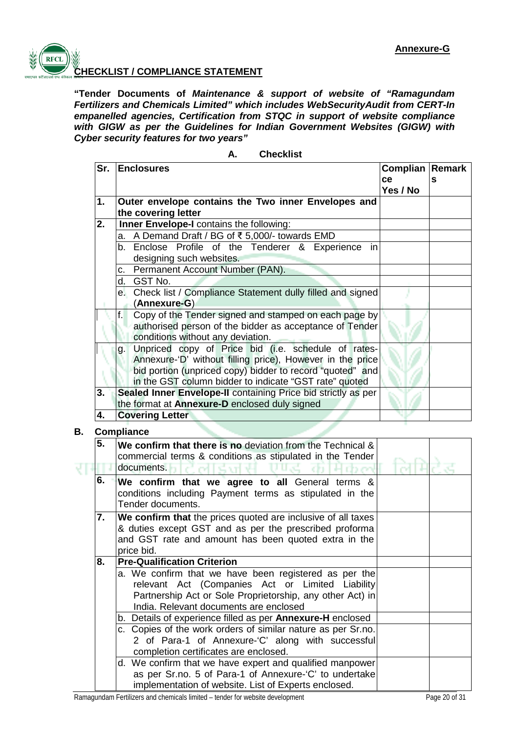**Annexure-G**

## CHECKLIST / COMPLIANCE STATEMENT

**"Tender Documents of *Maintenance & support of website of "Ramagundam Fertilizers and Chemicals Limited" which includes WebSecurityAudit from CERT-In empanelled agencies, Certification from STQC in support of website compliance with GIGW as per the Guidelines for Indian Government Websites (GIGW) with Cyber security features for two years"***

### A. Checklist

| Sr. | Enclosures | Compliance Yes / No | Remarks |
|---|---|---|---|
| **1.** | **Outer envelope contains the Two inner Envelopes and the covering letter** | | |
| **2.** | **Inner Envelope-I** contains the following: | | |
| | a. A Demand Draft / BG of ₹ 5,000/- towards EMD | | |
| | b. Enclose Profile of the Tenderer & Experience in designing such websites. | | |
| | c. Permanent Account Number (PAN). | | |
| | d. GST No. | | |
| | e. Check list / Compliance Statement dully filled and signed (**Annexure-G**) | | |
| | f. Copy of the Tender signed and stamped on each page by authorised person of the bidder as acceptance of Tender conditions without any deviation. | | |
| | g. Unpriced copy of Price bid (i.e. schedule of rates-Annexure-'D' without filling price), However in the price bid portion (unpriced copy) bidder to record "quoted" and in the GST column bidder to indicate "GST rate" quoted | | |
| **3.** | **Sealed Inner Envelope-II** containing Price bid strictly as per the format at **Annexure-D** enclosed duly signed | | |
| **4.** | **Covering Letter** | | |

### B. Compliance

| | | | |
|---|---|---|---|
| **5.** | **We confirm that there is no** deviation from the Technical & commercial terms & conditions as stipulated in the Tender documents. | | |
| **6.** | **We confirm that we agree to all** General terms & conditions including Payment terms as stipulated in the Tender documents. | | |
| **7.** | **We confirm that** the prices quoted are inclusive of all taxes & duties except GST and as per the prescribed proforma and GST rate and amount has been quoted extra in the price bid. | | |
| **8.** | **Pre-Qualification Criterion** | | |
| | a. We confirm that we have been registered as per the relevant Act (Companies Act or Limited Liability Partnership Act or Sole Proprietorship, any other Act) in India. Relevant documents are enclosed | | |
| | b. Details of experience filled as per **Annexure-H** enclosed | | |
| | c. Copies of the work orders of similar nature as per Sr.no. 2 of Para-1 of Annexure-'C' along with successful completion certificates are enclosed. | | |
| | d. We confirm that we have expert and qualified manpower as per Sr.no. 5 of Para-1 of Annexure-'C' to undertake implementation of website. List of Experts enclosed. | | |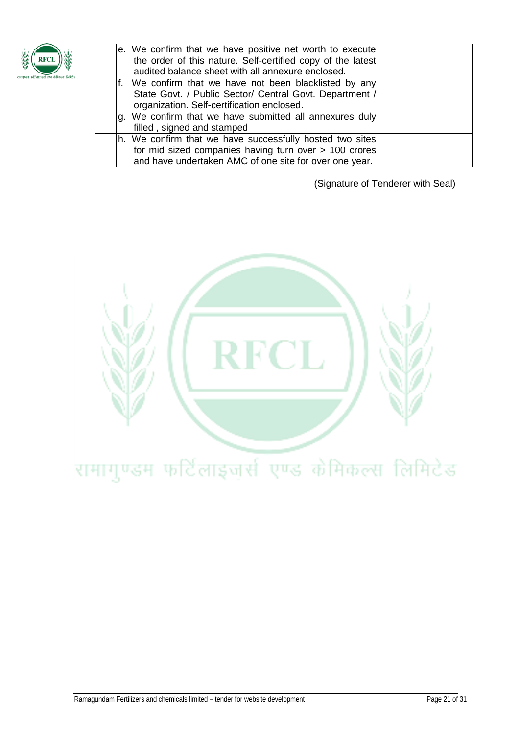| | | | |
|---|---|---|---|
| | e. We confirm that we have positive net worth to execute the order of this nature. Self-certified copy of the latest audited balance sheet with all annexure enclosed. | | |
| | f. We confirm that we have not been blacklisted by any State Govt. / Public Sector/ Central Govt. Department / organization. Self-certification enclosed. | | |
| | g. We confirm that we have submitted all annexures duly filled , signed and stamped | | |
| | h. We confirm that we have successfully hosted two sites for mid sized companies having turn over > 100 crores and have undertaken AMC of one site for over one year. | | |

(Signature of Tenderer with Seal)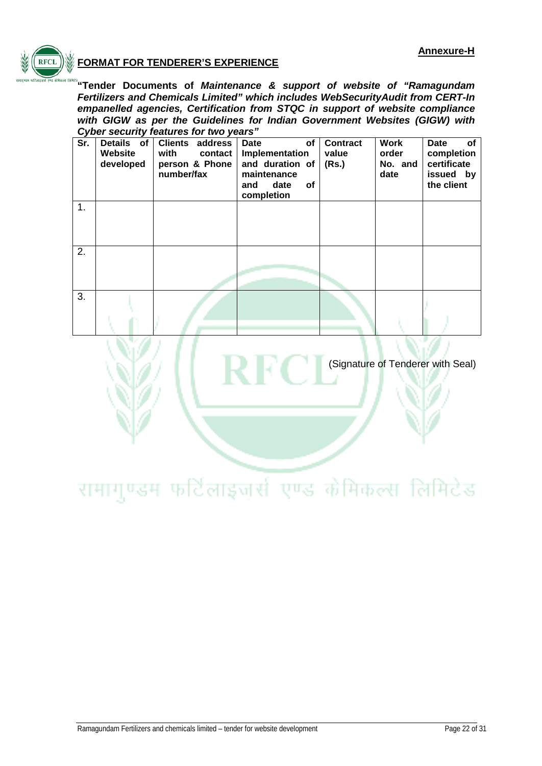**Annexure-H**

## FORMAT FOR TENDERER'S EXPERIENCE

**"Tender Documents of *Maintenance & support of website of "Ramagundam Fertilizers and Chemicals Limited" which includes WebSecurityAudit from CERT-In empanelled agencies, Certification from STQC in support of website compliance with GIGW as per the Guidelines for Indian Government Websites (GIGW) with Cyber security features for two years"***

| Sr. | Details of Website developed | Clients address with contact person & Phone number/fax | Date of Implementation and duration of maintenance and date of completion | Contract value (Rs.) | Work order No. and date | Date of completion certificate issued by the client |
|---|---|---|---|---|---|---|
| 1. | | | | | | |
| 2. | | | | | | |
| 3. | | | | | | |

(Signature of Tenderer with Seal)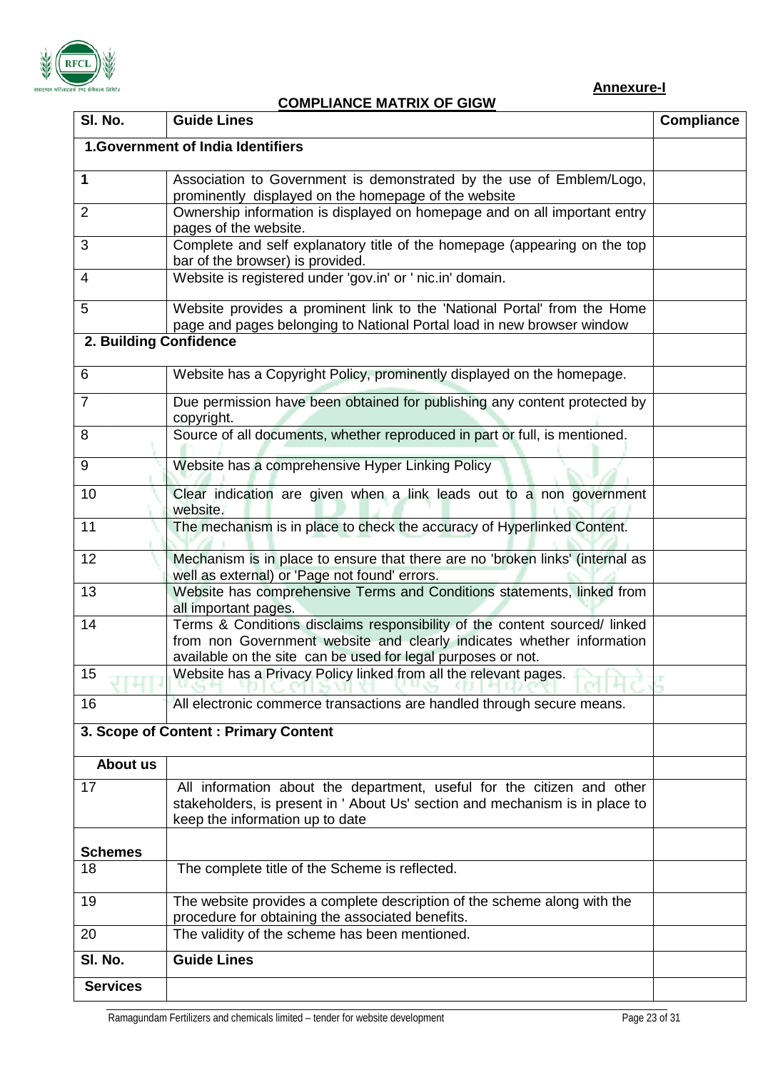**Annexure-I**

**COMPLIANCE MATRIX OF GIGW**

| Sl. No. | Guide Lines | Compliance |
|---|---|---|
| **1.Government of India Identifiers** | | |
| 1 | Association to Government is demonstrated by the use of Emblem/Logo, prominently displayed on the homepage of the website | |
| 2 | Ownership information is displayed on homepage and on all important entry pages of the website. | |
| 3 | Complete and self explanatory title of the homepage (appearing on the top bar of the browser) is provided. | |
| 4 | Website is registered under 'gov.in' or ' nic.in' domain. | |
| 5 | Website provides a prominent link to the 'National Portal' from the Home page and pages belonging to National Portal load in new browser window | |
| **2. Building Confidence** | | |
| 6 | Website has a Copyright Policy, prominently displayed on the homepage. | |
| 7 | Due permission have been obtained for publishing any content protected by copyright. | |
| 8 | Source of all documents, whether reproduced in part or full, is mentioned. | |
| 9 | Website has a comprehensive Hyper Linking Policy | |
| 10 | Clear indication are given when a link leads out to a non government website. | |
| 11 | The mechanism is in place to check the accuracy of Hyperlinked Content. | |
| 12 | Mechanism is in place to ensure that there are no 'broken links' (internal as well as external) or 'Page not found' errors. | |
| 13 | Website has comprehensive Terms and Conditions statements, linked from all important pages. | |
| 14 | Terms & Conditions disclaims responsibility of the content sourced/ linked from non Government website and clearly indicates whether information available on the site can be used for legal purposes or not. | |
| 15 | Website has a Privacy Policy linked from all the relevant pages. | |
| 16 | All electronic commerce transactions are handled through secure means. | |
| **3. Scope of Content : Primary Content** | | |
| **About us** | | |
| 17 | All information about the department, useful for the citizen and other stakeholders, is present in ' About Us' section and mechanism is in place to keep the information up to date | |
| **Schemes** | | |
| 18 | The complete title of the Scheme is reflected. | |
| 19 | The website provides a complete description of the scheme along with the procedure for obtaining the associated benefits. | |
| 20 | The validity of the scheme has been mentioned. | |
| **Sl. No.** | **Guide Lines** | |
| **Services** | | |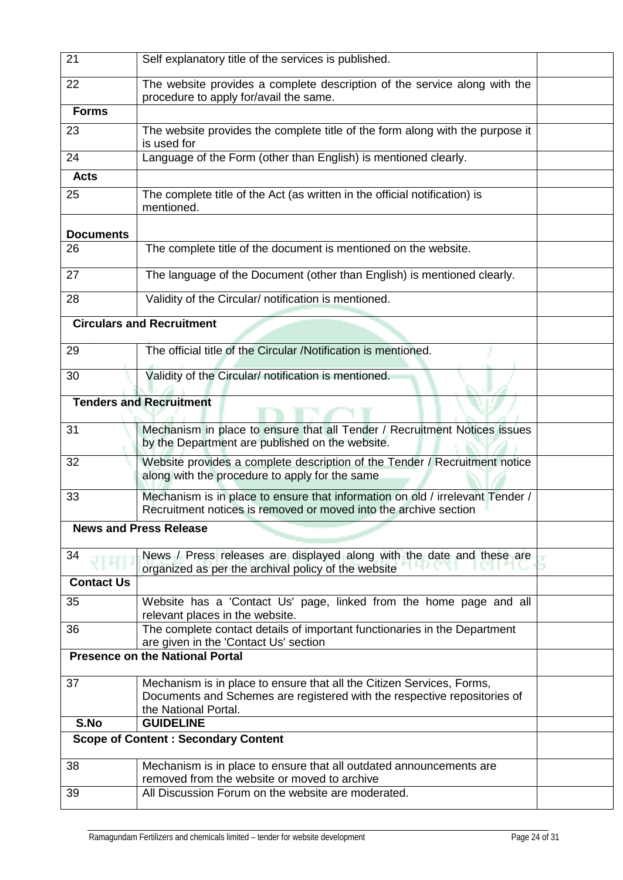| | | |
|---|---|---|
| 21 | Self explanatory title of the services is published. | |
| 22 | The website provides a complete description of the service along with the procedure to apply for/avail the same. | |
| **Forms** | | |
| 23 | The website provides the complete title of the form along with the purpose it is used for | |
| 24 | Language of the Form (other than English) is mentioned clearly. | |
| **Acts** | | |
| 25 | The complete title of the Act (as written in the official notification) is mentioned. | |
| **Documents** | | |
| 26 | The complete title of the document is mentioned on the website. | |
| 27 | The language of the Document (other than English) is mentioned clearly. | |
| 28 | Validity of the Circular/ notification is mentioned. | |
| **Circulars and Recruitment** | | |
| 29 | The official title of the Circular /Notification is mentioned. | |
| 30 | Validity of the Circular/ notification is mentioned. | |
| **Tenders and Recruitment** | | |
| 31 | Mechanism in place to ensure that all Tender / Recruitment Notices issues by the Department are published on the website. | |
| 32 | Website provides a complete description of the Tender / Recruitment notice along with the procedure to apply for the same | |
| 33 | Mechanism is in place to ensure that information on old / irrelevant Tender / Recruitment notices is removed or moved into the archive section | |
| **News and Press Release** | | |
| 34 | News / Press releases are displayed along with the date and these are organized as per the archival policy of the website | |
| **Contact Us** | | |
| 35 | Website has a 'Contact Us' page, linked from the home page and all relevant places in the website. | |
| 36 | The complete contact details of important functionaries in the Department are given in the 'Contact Us' section | |
| **Presence on the National Portal** | | |
| 37 | Mechanism is in place to ensure that all the Citizen Services, Forms, Documents and Schemes are registered with the respective repositories of the National Portal. | |
| **S.No** | **GUIDELINE** | |
| **Scope of Content : Secondary Content** | | |
| 38 | Mechanism is in place to ensure that all outdated announcements are removed from the website or moved to archive | |
| 39 | All Discussion Forum on the website are moderated. | |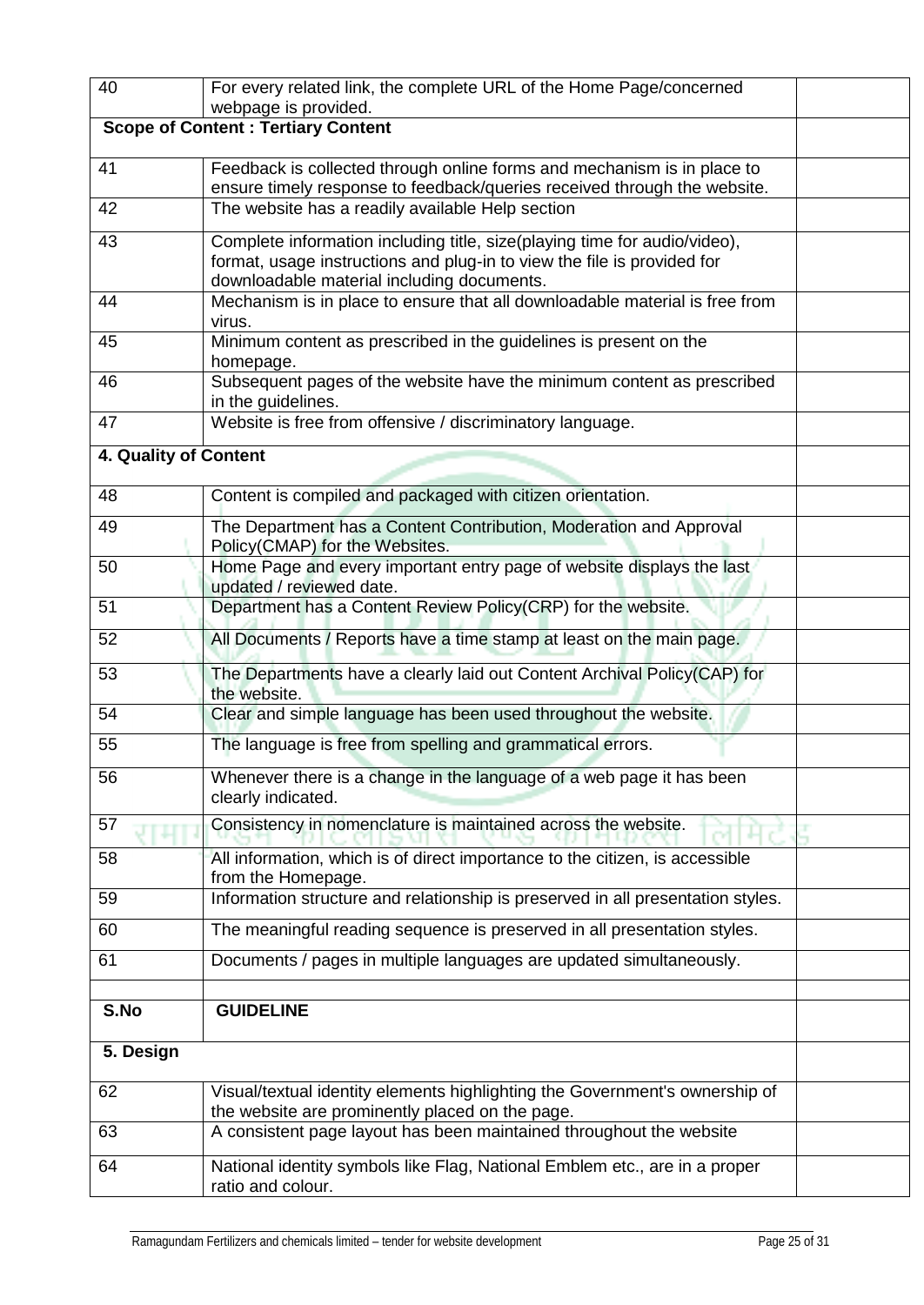| | | |
|---|---|---|
| 40 | For every related link, the complete URL of the Home Page/concerned webpage is provided. | |
| **Scope of Content : Tertiary Content** | | |
| 41 | Feedback is collected through online forms and mechanism is in place to ensure timely response to feedback/queries received through the website. | |
| 42 | The website has a readily available Help section | |
| 43 | Complete information including title, size(playing time for audio/video), format, usage instructions and plug-in to view the file is provided for downloadable material including documents. | |
| 44 | Mechanism is in place to ensure that all downloadable material is free from virus. | |
| 45 | Minimum content as prescribed in the guidelines is present on the homepage. | |
| 46 | Subsequent pages of the website have the minimum content as prescribed in the guidelines. | |
| 47 | Website is free from offensive / discriminatory language. | |
| **4. Quality of Content** | | |
| 48 | Content is compiled and packaged with citizen orientation. | |
| 49 | The Department has a Content Contribution, Moderation and Approval Policy(CMAP) for the Websites. | |
| 50 | Home Page and every important entry page of website displays the last updated / reviewed date. | |
| 51 | Department has a Content Review Policy(CRP) for the website. | |
| 52 | All Documents / Reports have a time stamp at least on the main page. | |
| 53 | The Departments have a clearly laid out Content Archival Policy(CAP) for the website. | |
| 54 | Clear and simple language has been used throughout the website. | |
| 55 | The language is free from spelling and grammatical errors. | |
| 56 | Whenever there is a change in the language of a web page it has been clearly indicated. | |
| 57 | Consistency in nomenclature is maintained across the website. | |
| 58 | All information, which is of direct importance to the citizen, is accessible from the Homepage. | |
| 59 | Information structure and relationship is preserved in all presentation styles. | |
| 60 | The meaningful reading sequence is preserved in all presentation styles. | |
| 61 | Documents / pages in multiple languages are updated simultaneously. | |
| | | |
| **S.No** | **GUIDELINE** | |
| **5. Design** | | |
| 62 | Visual/textual identity elements highlighting the Government's ownership of the website are prominently placed on the page. | |
| 63 | A consistent page layout has been maintained throughout the website | |
| 64 | National identity symbols like Flag, National Emblem etc., are in a proper ratio and colour. | |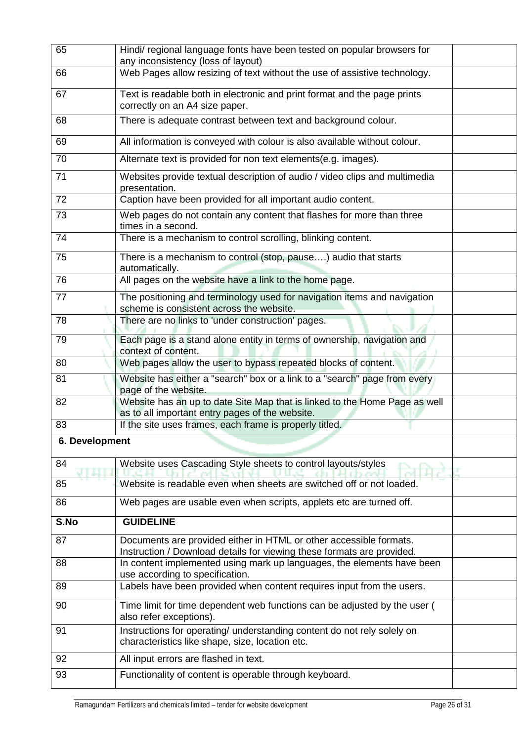| 65 | Hindi/ regional language fonts have been tested on popular browsers for any inconsistency (loss of layout) | |
|---|---|---|
| 66 | Web Pages allow resizing of text without the use of assistive technology. | |
| 67 | Text is readable both in electronic and print format and the page prints correctly on an A4 size paper. | |
| 68 | There is adequate contrast between text and background colour. | |
| 69 | All information is conveyed with colour is also available without colour. | |
| 70 | Alternate text is provided for non text elements(e.g. images). | |
| 71 | Websites provide textual description of audio / video clips and multimedia presentation. | |
| 72 | Caption have been provided for all important audio content. | |
| 73 | Web pages do not contain any content that flashes for more than three times in a second. | |
| 74 | There is a mechanism to control scrolling, blinking content. | |
| 75 | There is a mechanism to control (stop, pause….) audio that starts automatically. | |
| 76 | All pages on the website have a link to the home page. | |
| 77 | The positioning and terminology used for navigation items and navigation scheme is consistent across the website. | |
| 78 | There are no links to 'under construction' pages. | |
| 79 | Each page is a stand alone entity in terms of ownership, navigation and context of content. | |
| 80 | Web pages allow the user to bypass repeated blocks of content. | |
| 81 | Website has either a "search" box or a link to a "search" page from every page of the website. | |
| 82 | Website has an up to date Site Map that is linked to the Home Page as well as to all important entry pages of the website. | |
| 83 | If the site uses frames, each frame is properly titled. | |
| **6. Development** | | |
| 84 | Website uses Cascading Style sheets to control layouts/styles | |
| 85 | Website is readable even when sheets are switched off or not loaded. | |
| 86 | Web pages are usable even when scripts, applets etc are turned off. | |
| **S.No** | **GUIDELINE** | |
| 87 | Documents are provided either in HTML or other accessible formats. Instruction / Download details for viewing these formats are provided. | |
| 88 | In content implemented using mark up languages, the elements have been use according to specification. | |
| 89 | Labels have been provided when content requires input from the users. | |
| 90 | Time limit for time dependent web functions can be adjusted by the user ( also refer exceptions). | |
| 91 | Instructions for operating/ understanding content do not rely solely on characteristics like shape, size, location etc. | |
| 92 | All input errors are flashed in text. | |
| 93 | Functionality of content is operable through keyboard. | |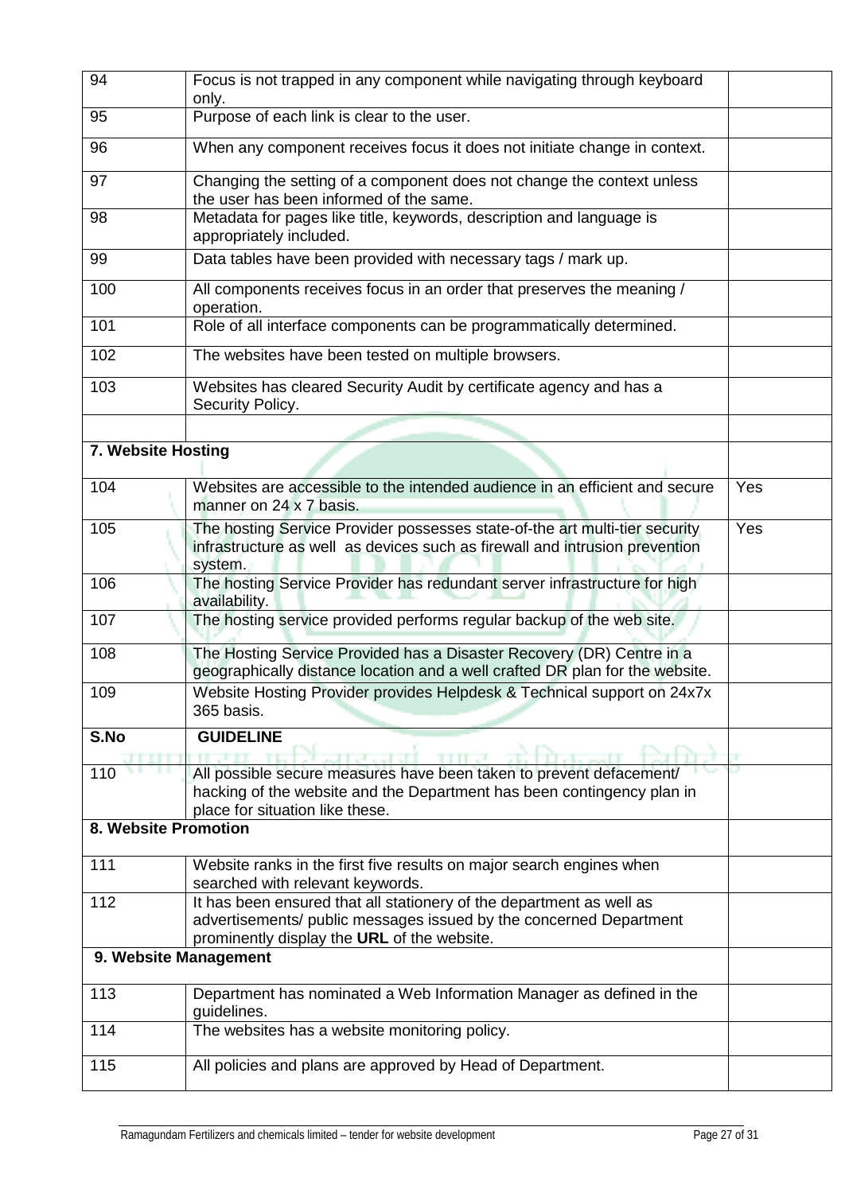| | | |
|---|---|---|
| 94 | Focus is not trapped in any component while navigating through keyboard only. | |
| 95 | Purpose of each link is clear to the user. | |
| 96 | When any component receives focus it does not initiate change in context. | |
| 97 | Changing the setting of a component does not change the context unless the user has been informed of the same. | |
| 98 | Metadata for pages like title, keywords, description and language is appropriately included. | |
| 99 | Data tables have been provided with necessary tags / mark up. | |
| 100 | All components receives focus in an order that preserves the meaning / operation. | |
| 101 | Role of all interface components can be programmatically determined. | |
| 102 | The websites have been tested on multiple browsers. | |
| 103 | Websites has cleared Security Audit by certificate agency and has a Security Policy. | |
| | | |
| **7. Website Hosting** | | |
| 104 | Websites are accessible to the intended audience in an efficient and secure manner on 24 x 7 basis. | Yes |
| 105 | The hosting Service Provider possesses state-of-the art multi-tier security infrastructure as well as devices such as firewall and intrusion prevention system. | Yes |
| 106 | The hosting Service Provider has redundant server infrastructure for high availability. | |
| 107 | The hosting service provided performs regular backup of the web site. | |
| 108 | The Hosting Service Provided has a Disaster Recovery (DR) Centre in a geographically distance location and a well crafted DR plan for the website. | |
| 109 | Website Hosting Provider provides Helpdesk & Technical support on 24x7x 365 basis. | |
| **S.No** | **GUIDELINE** | |
| 110 | All possible secure measures have been taken to prevent defacement/ hacking of the website and the Department has been contingency plan in place for situation like these. | |
| **8. Website Promotion** | | |
| 111 | Website ranks in the first five results on major search engines when searched with relevant keywords. | |
| 112 | It has been ensured that all stationery of the department as well as advertisements/ public messages issued by the concerned Department prominently display the **URL** of the website. | |
| **9. Website Management** | | |
| 113 | Department has nominated a Web Information Manager as defined in the guidelines. | |
| 114 | The websites has a website monitoring policy. | |
| 115 | All policies and plans are approved by Head of Department. | |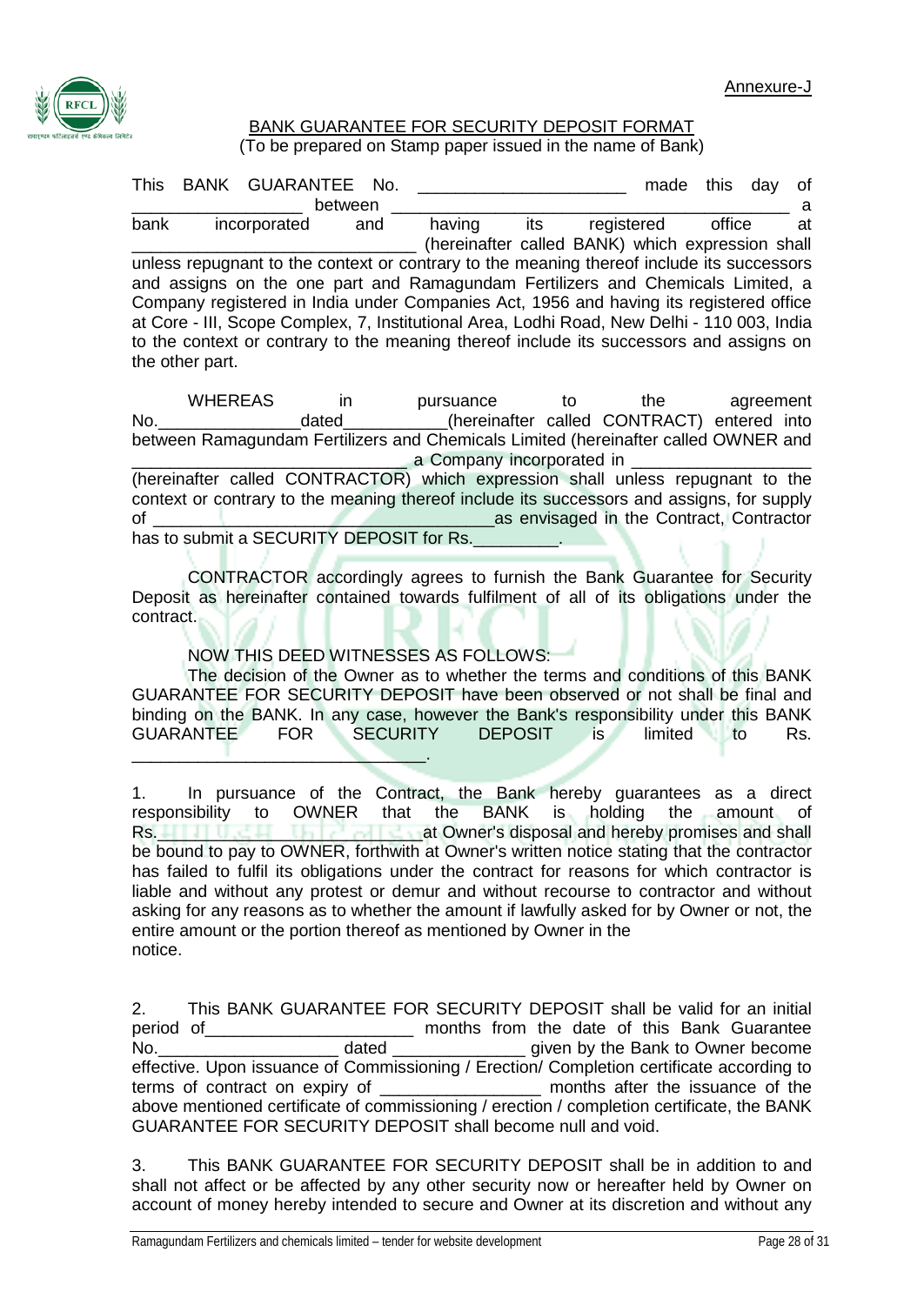Annexure-J

## BANK GUARANTEE FOR SECURITY DEPOSIT FORMAT

(To be prepared on Stamp paper issued in the name of Bank)

This BANK GUARANTEE No. ______________________ made this day of __________________ between ________________________________________ a bank incorporated and having its registered office at ______________________________ (hereinafter called BANK) which expression shall unless repugnant to the context or contrary to the meaning thereof include its successors and assigns on the one part and Ramagundam Fertilizers and Chemicals Limited, a Company registered in India under Companies Act, 1956 and having its registered office at Core - III, Scope Complex, 7, Institutional Area, Lodhi Road, New Delhi - 110 003, India to the context or contrary to the meaning thereof include its successors and assigns on the other part.

WHEREAS in pursuance to the agreement No.______________dated___________(hereinafter called CONTRACT) entered into between Ramagundam Fertilizers and Chemicals Limited (hereinafter called OWNER and ______________________________ a Company incorporated in __________________ (hereinafter called CONTRACTOR) which expression shall unless repugnant to the context or contrary to the meaning thereof include its successors and assigns, for supply of ___________________________________as envisaged in the Contract, Contractor has to submit a SECURITY DEPOSIT for Rs._________.

CONTRACTOR accordingly agrees to furnish the Bank Guarantee for Security Deposit as hereinafter contained towards fulfilment of all of its obligations under the contract.

NOW THIS DEED WITNESSES AS FOLLOWS:

The decision of the Owner as to whether the terms and conditions of this BANK GUARANTEE FOR SECURITY DEPOSIT have been observed or not shall be final and binding on the BANK. In any case, however the Bank's responsibility under this BANK GUARANTEE FOR SECURITY DEPOSIT is limited to Rs. _______________________________.

1. In pursuance of the Contract, the Bank hereby guarantees as a direct responsibility to OWNER that the BANK is holding the amount of Rs.____________________at Owner's disposal and hereby promises and shall be bound to pay to OWNER, forthwith at Owner's written notice stating that the contractor has failed to fulfil its obligations under the contract for reasons for which contractor is liable and without any protest or demur and without recourse to contractor and without asking for any reasons as to whether the amount if lawfully asked for by Owner or not, the entire amount or the portion thereof as mentioned by Owner in the notice.

2. This BANK GUARANTEE FOR SECURITY DEPOSIT shall be valid for an initial period of______________________ months from the date of this Bank Guarantee No.___________________ dated ______________ given by the Bank to Owner become effective. Upon issuance of Commissioning / Erection/ Completion certificate according to terms of contract on expiry of _________________ months after the issuance of the above mentioned certificate of commissioning / erection / completion certificate, the BANK GUARANTEE FOR SECURITY DEPOSIT shall become null and void.

3. This BANK GUARANTEE FOR SECURITY DEPOSIT shall be in addition to and shall not affect or be affected by any other security now or hereafter held by Owner on account of money hereby intended to secure and Owner at its discretion and without any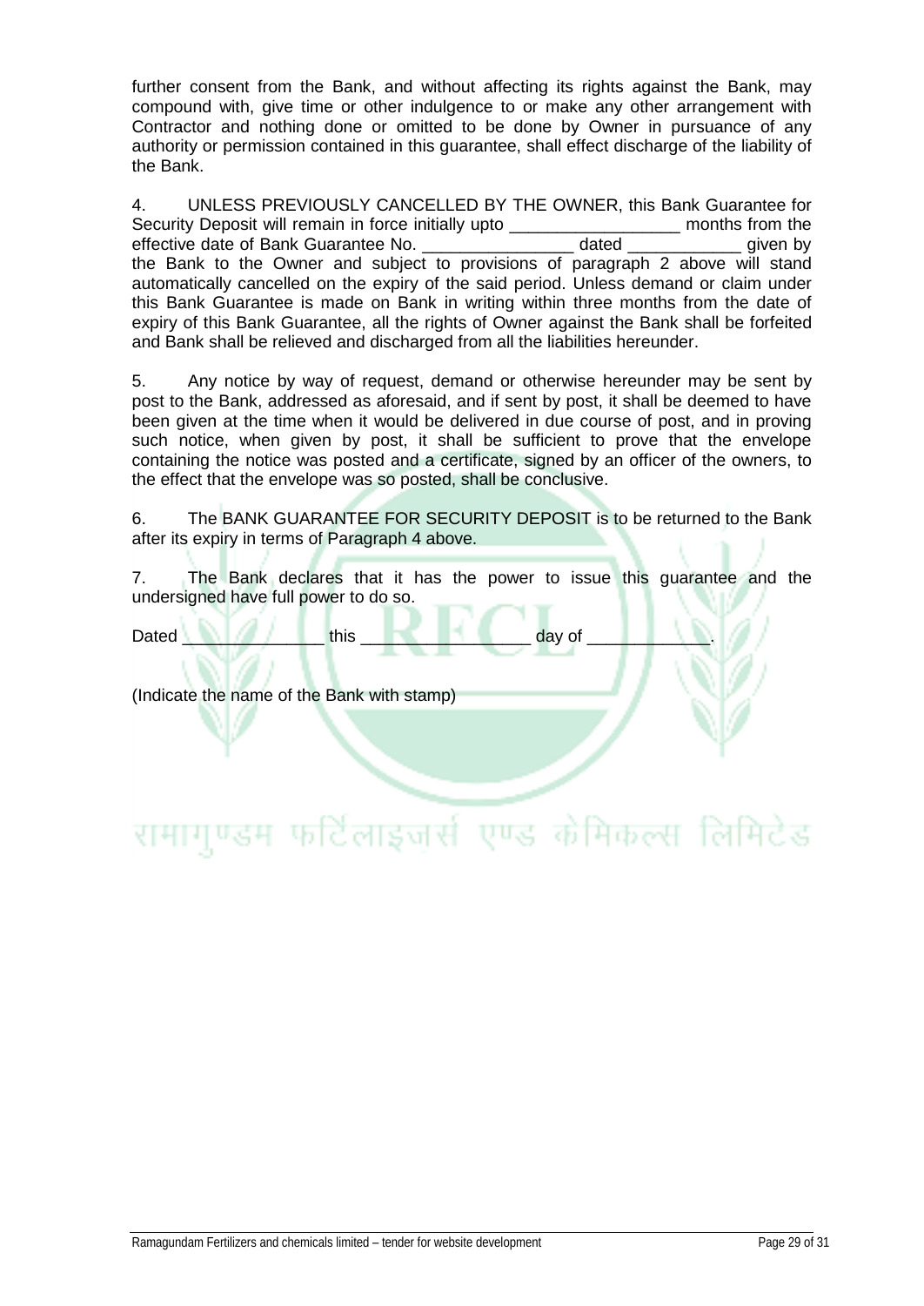further consent from the Bank, and without affecting its rights against the Bank, may compound with, give time or other indulgence to or make any other arrangement with Contractor and nothing done or omitted to be done by Owner in pursuance of any authority or permission contained in this guarantee, shall effect discharge of the liability of the Bank.

4. UNLESS PREVIOUSLY CANCELLED BY THE OWNER, this Bank Guarantee for Security Deposit will remain in force initially upto __________________ months from the effective date of Bank Guarantee No. ________________ dated ____________ given by the Bank to the Owner and subject to provisions of paragraph 2 above will stand automatically cancelled on the expiry of the said period. Unless demand or claim under this Bank Guarantee is made on Bank in writing within three months from the date of expiry of this Bank Guarantee, all the rights of Owner against the Bank shall be forfeited and Bank shall be relieved and discharged from all the liabilities hereunder.

5. Any notice by way of request, demand or otherwise hereunder may be sent by post to the Bank, addressed as aforesaid, and if sent by post, it shall be deemed to have been given at the time when it would be delivered in due course of post, and in proving such notice, when given by post, it shall be sufficient to prove that the envelope containing the notice was posted and a certificate, signed by an officer of the owners, to the effect that the envelope was so posted, shall be conclusive.

6. The BANK GUARANTEE FOR SECURITY DEPOSIT is to be returned to the Bank after its expiry in terms of Paragraph 4 above.

7. The Bank declares that it has the power to issue this guarantee and the undersigned have full power to do so.

Dated _______________ this _________________ day of _____________.

(Indicate the name of the Bank with stamp)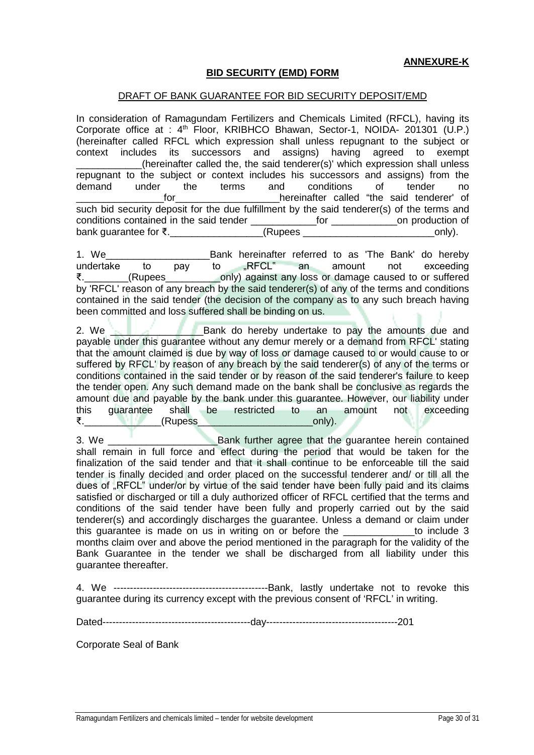**ANNEXURE-K**

**BID SECURITY (EMD) FORM**

DRAFT OF BANK GUARANTEE FOR BID SECURITY DEPOSIT/EMD

In consideration of Ramagundam Fertilizers and Chemicals Limited (RFCL), having its Corporate office at : 4th Floor, KRIBHCO Bhawan, Sector-1, NOIDA- 201301 (U.P.) (hereinafter called RFCL which expression shall unless repugnant to the subject or context includes its successors and assigns) having agreed to exempt ____________(hereinafter called the, the said tenderer(s)' which expression shall unless repugnant to the subject or context includes his successors and assigns) from the demand under the terms and conditions of tender no ________________for___________________hereinafter called "the said tenderer' of such bid security deposit for the due fulfillment by the said tenderer(s) of the terms and conditions contained in the said tender ____________for ____________on production of bank guarantee for ₹._________________(Rupees _________________________only).

1. We___________________Bank hereinafter referred to as 'The Bank' do hereby undertake to pay to „RFCL" an amount not exceeding ₹.________(Rupees__________only) against any loss or damage caused to or suffered by 'RFCL' reason of any breach by the said tenderer(s) of any of the terms and conditions contained in the said tender (the decision of the company as to any such breach having been committed and loss suffered shall be binding on us.

2. We _________________Bank do hereby undertake to pay the amounts due and payable under this guarantee without any demur merely or a demand from RFCL' stating that the amount claimed is due by way of loss or damage caused to or would cause to or suffered by RFCL' by reason of any breach by the said tenderer(s) of any of the terms or conditions contained in the said tender or by reason of the said tenderer's failure to keep the tender open. Any such demand made on the bank shall be conclusive as regards the amount due and payable by the bank under this guarantee. However, our liability under this guarantee shall be restricted to an amount not exceeding ₹._______________(Rupess_____________________only).

3. We ___________________Bank further agree that the guarantee herein contained shall remain in full force and effect during the period that would be taken for the finalization of the said tender and that it shall continue to be enforceable till the said tender is finally decided and order placed on the successful tenderer and/ or till all the dues of „RFCL" under/or by virtue of the said tender have been fully paid and its claims satisfied or discharged or till a duly authorized officer of RFCL certified that the terms and conditions of the said tender have been fully and properly carried out by the said tenderer(s) and accordingly discharges the guarantee. Unless a demand or claim under this guarantee is made on us in writing on or before the _____________to include 3 months claim over and above the period mentioned in the paragraph for the validity of the Bank Guarantee in the tender we shall be discharged from all liability under this guarantee thereafter.

4. We ----------------------------------------------Bank, lastly undertake not to revoke this guarantee during its currency except with the previous consent of 'RFCL' in writing.

Dated--------------------------------------------day---------------------------------------201

Corporate Seal of Bank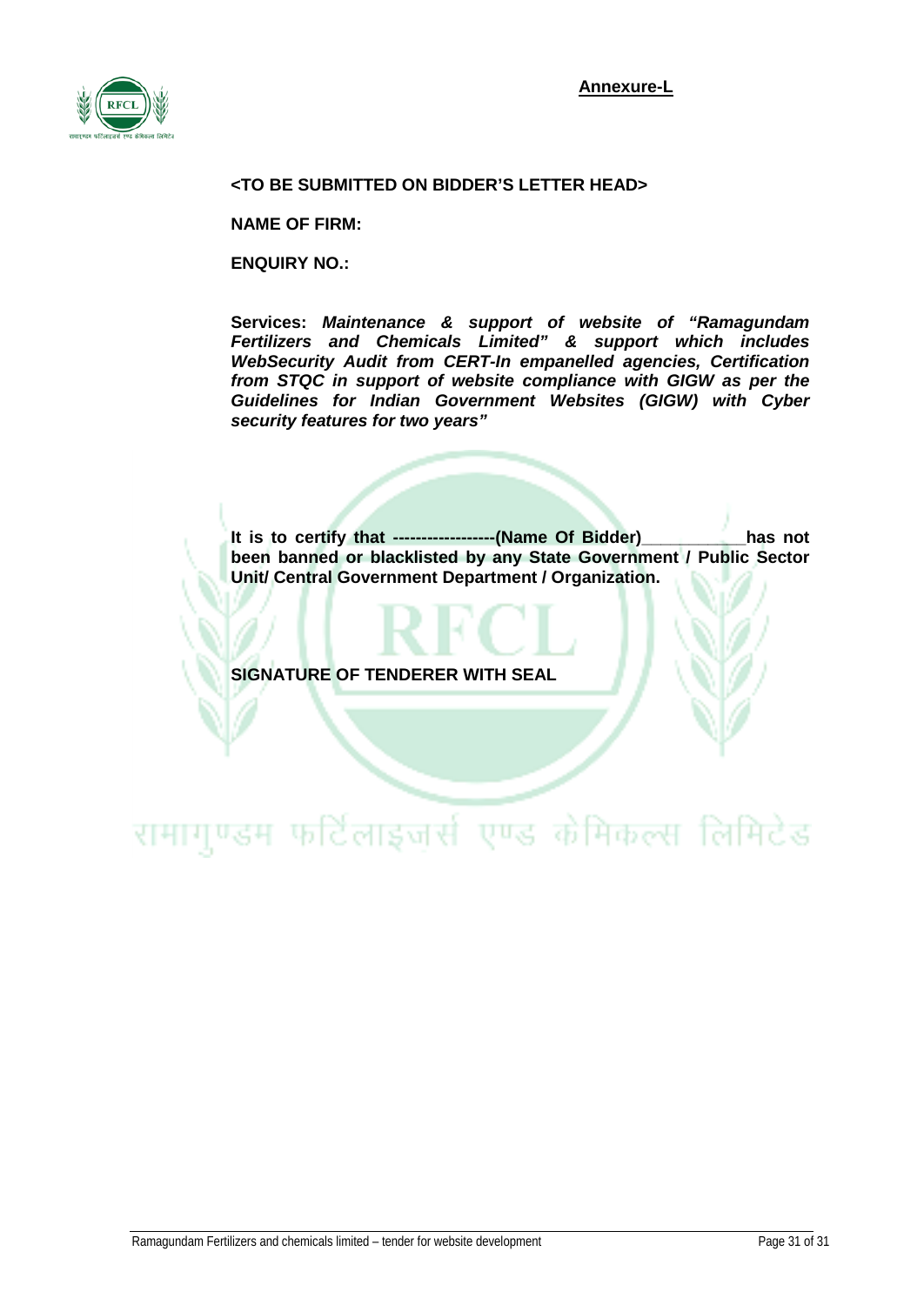**Annexure-L**

**<TO BE SUBMITTED ON BIDDER'S LETTER HEAD>**

**NAME OF FIRM:**

**ENQUIRY NO.:**

**Services:** ***Maintenance & support of website of "Ramagundam Fertilizers and Chemicals Limited" & support which includes WebSecurity Audit from CERT-In empanelled agencies, Certification from STQC in support of website compliance with GIGW as per the Guidelines for Indian Government Websites (GIGW) with Cyber security features for two years"***

**It is to certify that ------------------(Name Of Bidder)___________has not been banned or blacklisted by any State Government / Public Sector Unit/ Central Government Department / Organization.**

**SIGNATURE OF TENDERER WITH SEAL**